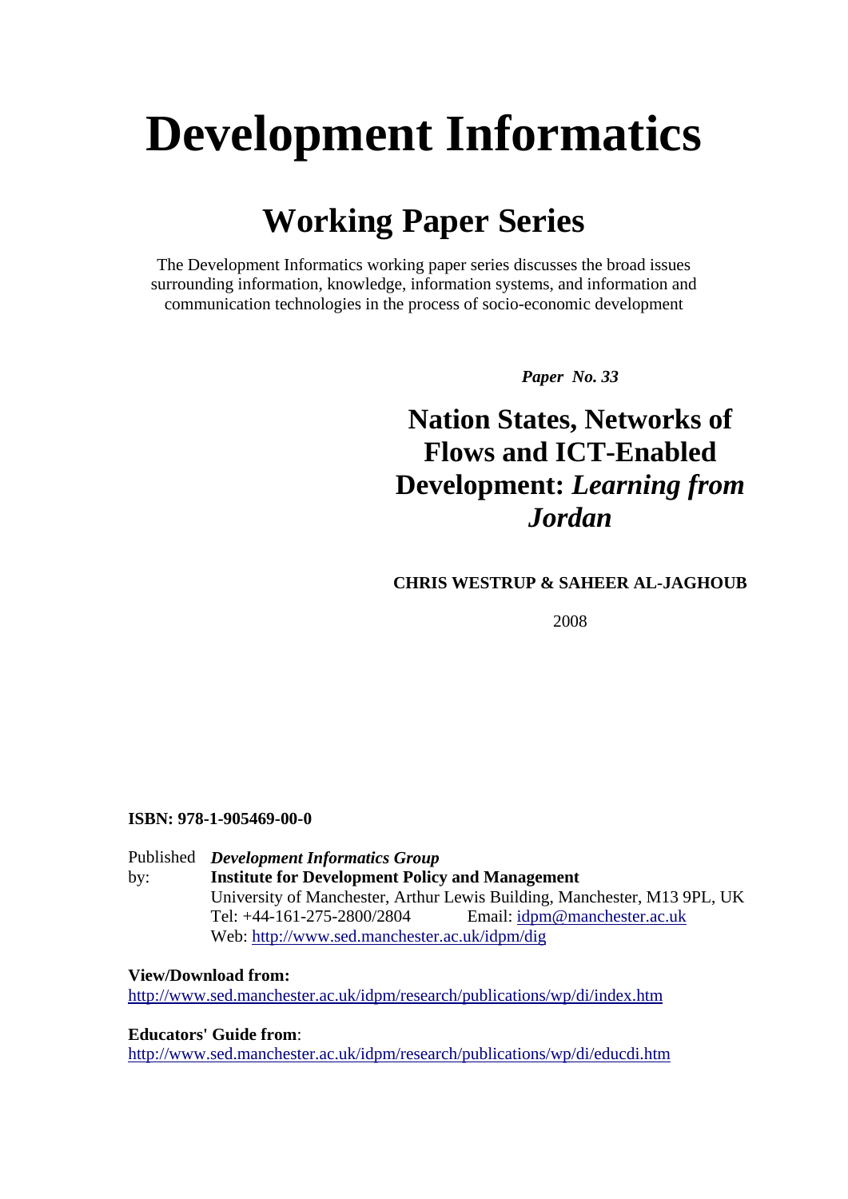# Development Informatics

## Working Paper Series

The Development Informatics working paper series discusses the broad issues surrounding information, knowledge, information systems, and information and communication technologies in the process of socio-economic development

***Paper No. 33***

## Nation States, Networks of Flows and ICT-Enabled Development: *Learning from Jordan*

**CHRIS WESTRUP & SAHEER AL-JAGHOUB**

2008

**ISBN: 978-1-905469-00-0**

Published by: ***Development Informatics Group***
**Institute for Development Policy and Management**
University of Manchester, Arthur Lewis Building, Manchester, M13 9PL, UK
Tel: +44-161-275-2800/2804 Email: idpm@manchester.ac.uk
Web: http://www.sed.manchester.ac.uk/idpm/dig

**View/Download from:**
http://www.sed.manchester.ac.uk/idpm/research/publications/wp/di/index.htm

**Educators' Guide from**:
http://www.sed.manchester.ac.uk/idpm/research/publications/wp/di/educdi.htm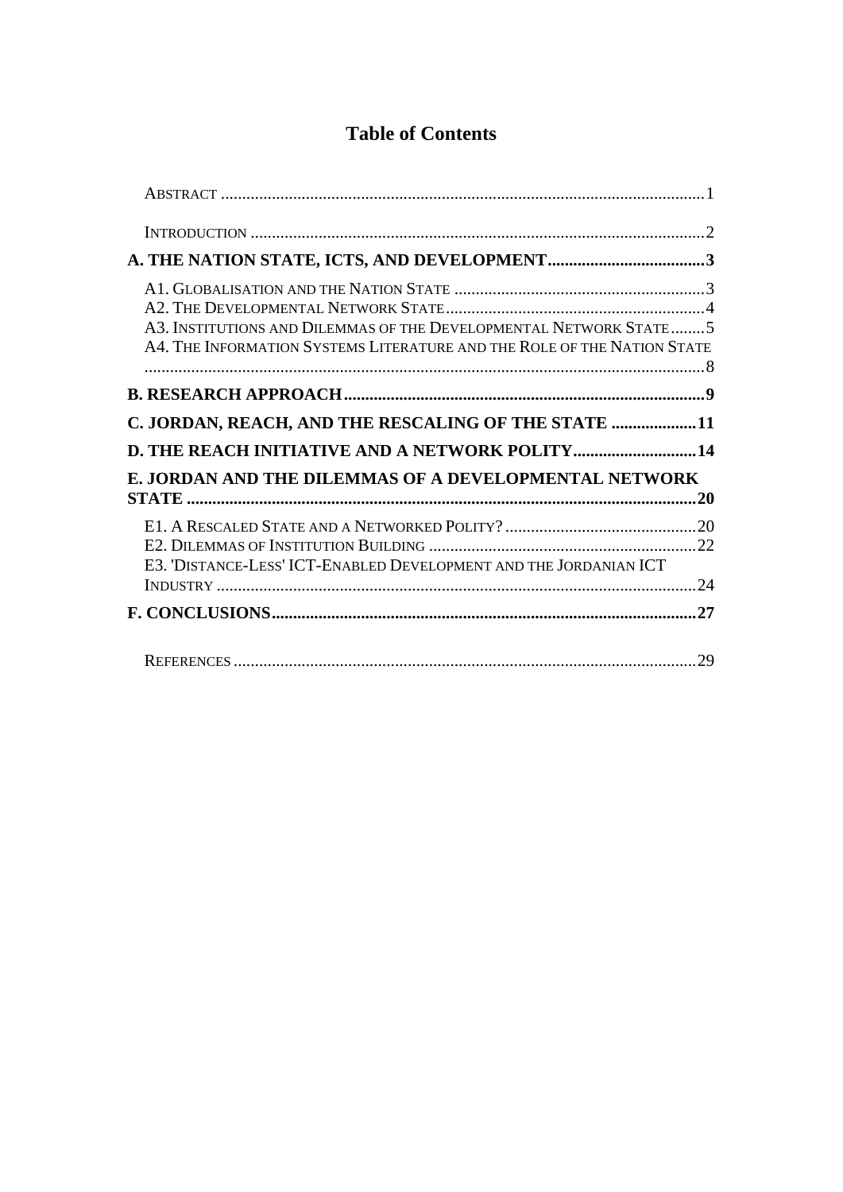# Table of Contents

ABSTRACT ..... 1

INTRODUCTION ..... 2

**A. THE NATION STATE, ICTS, AND DEVELOPMENT ..... 3**

A1. GLOBALISATION AND THE NATION STATE ..... 3
A2. THE DEVELOPMENTAL NETWORK STATE ..... 4
A3. INSTITUTIONS AND DILEMMAS OF THE DEVELOPMENTAL NETWORK STATE ..... 5
A4. THE INFORMATION SYSTEMS LITERATURE AND THE ROLE OF THE NATION STATE ..... 8

**B. RESEARCH APPROACH ..... 9**

**C. JORDAN, REACH, AND THE RESCALING OF THE STATE ..... 11**

**D. THE REACH INITIATIVE AND A NETWORK POLITY ..... 14**

**E. JORDAN AND THE DILEMMAS OF A DEVELOPMENTAL NETWORK STATE ..... 20**

E1. A RESCALED STATE AND A NETWORKED POLITY? ..... 20
E2. DILEMMAS OF INSTITUTION BUILDING ..... 22
E3. 'DISTANCE-LESS' ICT-ENABLED DEVELOPMENT AND THE JORDANIAN ICT INDUSTRY ..... 24

**F. CONCLUSIONS ..... 27**

REFERENCES ..... 29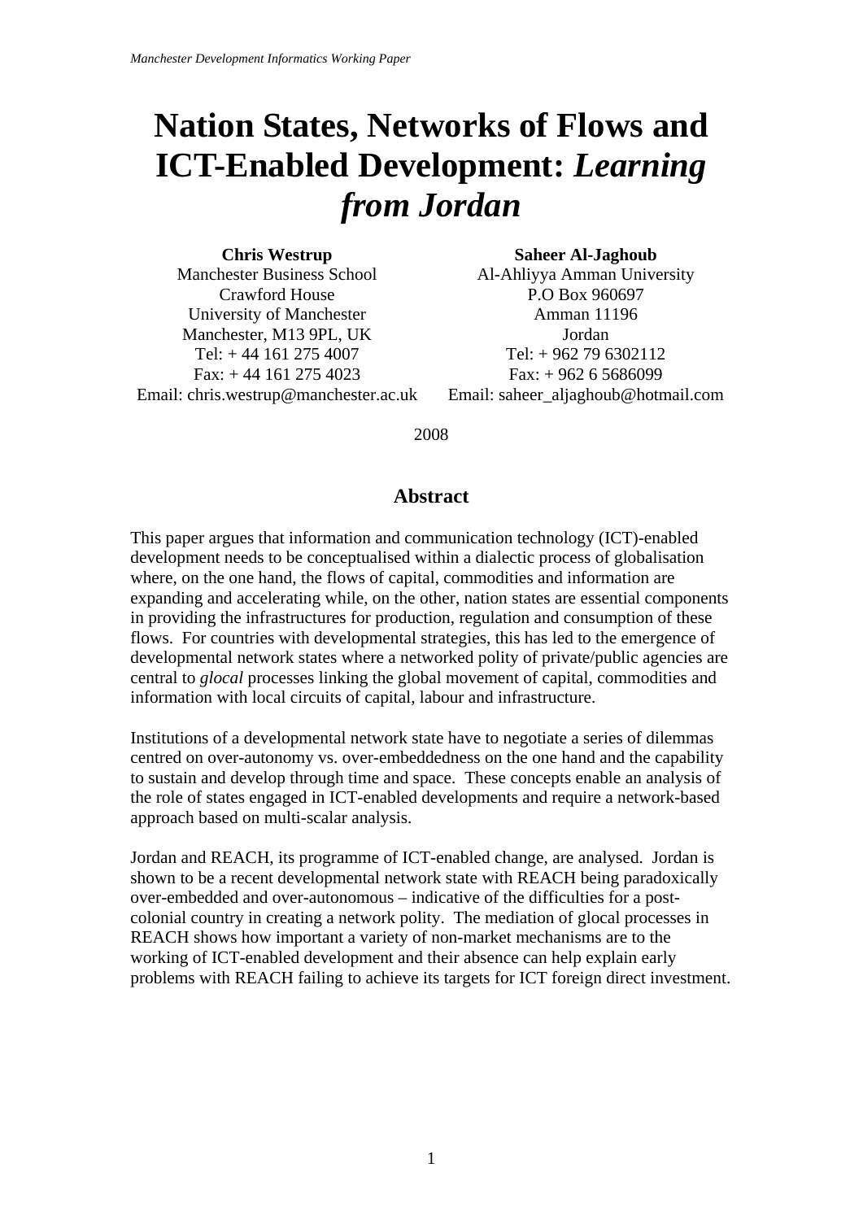# Nation States, Networks of Flows and ICT-Enabled Development: *Learning from Jordan*

**Chris Westrup**
Manchester Business School
Crawford House
University of Manchester
Manchester, M13 9PL, UK
Tel: + 44 161 275 4007
Fax: + 44 161 275 4023
Email: chris.westrup@manchester.ac.uk

**Saheer Al-Jaghoub**
Al-Ahliyya Amman University
P.O Box 960697
Amman 11196
Jordan
Tel: + 962 79 6302112
Fax: + 962 6 5686099
Email: saheer_aljaghoub@hotmail.com

2008

## Abstract

This paper argues that information and communication technology (ICT)-enabled development needs to be conceptualised within a dialectic process of globalisation where, on the one hand, the flows of capital, commodities and information are expanding and accelerating while, on the other, nation states are essential components in providing the infrastructures for production, regulation and consumption of these flows. For countries with developmental strategies, this has led to the emergence of developmental network states where a networked polity of private/public agencies are central to *glocal* processes linking the global movement of capital, commodities and information with local circuits of capital, labour and infrastructure.

Institutions of a developmental network state have to negotiate a series of dilemmas centred on over-autonomy vs. over-embeddedness on the one hand and the capability to sustain and develop through time and space. These concepts enable an analysis of the role of states engaged in ICT-enabled developments and require a network-based approach based on multi-scalar analysis.

Jordan and REACH, its programme of ICT-enabled change, are analysed. Jordan is shown to be a recent developmental network state with REACH being paradoxically over-embedded and over-autonomous – indicative of the difficulties for a post-colonial country in creating a network polity. The mediation of glocal processes in REACH shows how important a variety of non-market mechanisms are to the working of ICT-enabled development and their absence can help explain early problems with REACH failing to achieve its targets for ICT foreign direct investment.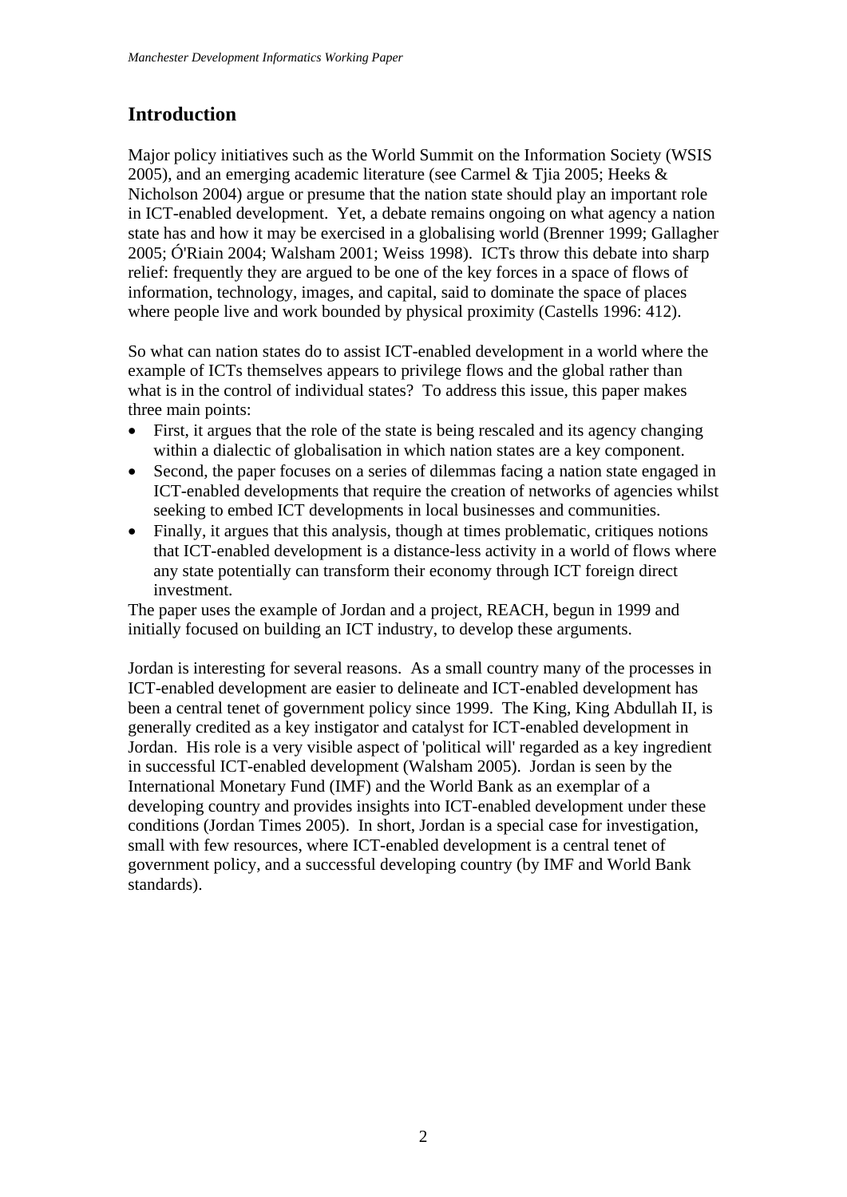## Introduction

Major policy initiatives such as the World Summit on the Information Society (WSIS 2005), and an emerging academic literature (see Carmel & Tjia 2005; Heeks & Nicholson 2004) argue or presume that the nation state should play an important role in ICT-enabled development. Yet, a debate remains ongoing on what agency a nation state has and how it may be exercised in a globalising world (Brenner 1999; Gallagher 2005; Ó'Riain 2004; Walsham 2001; Weiss 1998). ICTs throw this debate into sharp relief: frequently they are argued to be one of the key forces in a space of flows of information, technology, images, and capital, said to dominate the space of places where people live and work bounded by physical proximity (Castells 1996: 412).

So what can nation states do to assist ICT-enabled development in a world where the example of ICTs themselves appears to privilege flows and the global rather than what is in the control of individual states? To address this issue, this paper makes three main points:

- First, it argues that the role of the state is being rescaled and its agency changing within a dialectic of globalisation in which nation states are a key component.
- Second, the paper focuses on a series of dilemmas facing a nation state engaged in ICT-enabled developments that require the creation of networks of agencies whilst seeking to embed ICT developments in local businesses and communities.
- Finally, it argues that this analysis, though at times problematic, critiques notions that ICT-enabled development is a distance-less activity in a world of flows where any state potentially can transform their economy through ICT foreign direct investment.

The paper uses the example of Jordan and a project, REACH, begun in 1999 and initially focused on building an ICT industry, to develop these arguments.

Jordan is interesting for several reasons. As a small country many of the processes in ICT-enabled development are easier to delineate and ICT-enabled development has been a central tenet of government policy since 1999. The King, King Abdullah II, is generally credited as a key instigator and catalyst for ICT-enabled development in Jordan. His role is a very visible aspect of 'political will' regarded as a key ingredient in successful ICT-enabled development (Walsham 2005). Jordan is seen by the International Monetary Fund (IMF) and the World Bank as an exemplar of a developing country and provides insights into ICT-enabled development under these conditions (Jordan Times 2005). In short, Jordan is a special case for investigation, small with few resources, where ICT-enabled development is a central tenet of government policy, and a successful developing country (by IMF and World Bank standards).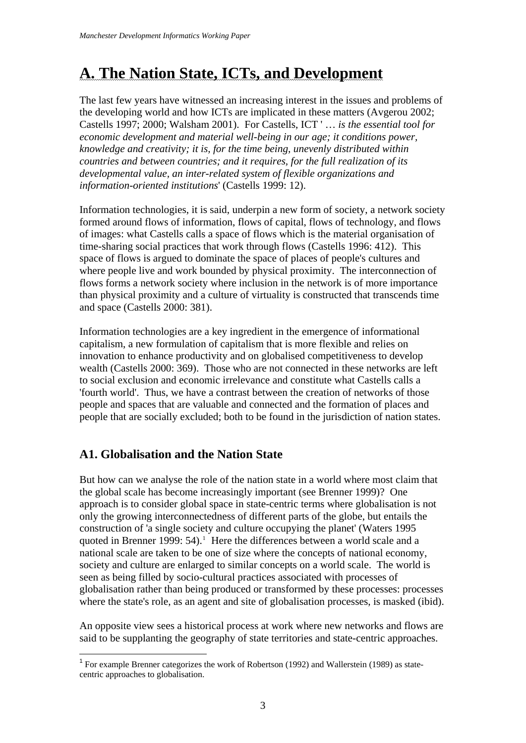# A. The Nation State, ICTs, and Development

The last few years have witnessed an increasing interest in the issues and problems of the developing world and how ICTs are implicated in these matters (Avgerou 2002; Castells 1997; 2000; Walsham 2001). For Castells, ICT ' … *is the essential tool for economic development and material well-being in our age; it conditions power, knowledge and creativity; it is, for the time being, unevenly distributed within countries and between countries; and it requires, for the full realization of its developmental value, an inter-related system of flexible organizations and information-oriented institutions*' (Castells 1999: 12).

Information technologies, it is said, underpin a new form of society, a network society formed around flows of information, flows of capital, flows of technology, and flows of images: what Castells calls a space of flows which is the material organisation of time-sharing social practices that work through flows (Castells 1996: 412). This space of flows is argued to dominate the space of places of people's cultures and where people live and work bounded by physical proximity. The interconnection of flows forms a network society where inclusion in the network is of more importance than physical proximity and a culture of virtuality is constructed that transcends time and space (Castells 2000: 381).

Information technologies are a key ingredient in the emergence of informational capitalism, a new formulation of capitalism that is more flexible and relies on innovation to enhance productivity and on globalised competitiveness to develop wealth (Castells 2000: 369). Those who are not connected in these networks are left to social exclusion and economic irrelevance and constitute what Castells calls a 'fourth world'. Thus, we have a contrast between the creation of networks of those people and spaces that are valuable and connected and the formation of places and people that are socially excluded; both to be found in the jurisdiction of nation states.

## A1. Globalisation and the Nation State

But how can we analyse the role of the nation state in a world where most claim that the global scale has become increasingly important (see Brenner 1999)? One approach is to consider global space in state-centric terms where globalisation is not only the growing interconnectedness of different parts of the globe, but entails the construction of 'a single society and culture occupying the planet' (Waters 1995 quoted in Brenner 1999: 54).[1] Here the differences between a world scale and a national scale are taken to be one of size where the concepts of national economy, society and culture are enlarged to similar concepts on a world scale. The world is seen as being filled by socio-cultural practices associated with processes of globalisation rather than being produced or transformed by these processes: processes where the state's role, as an agent and site of globalisation processes, is masked (ibid).

An opposite view sees a historical process at work where new networks and flows are said to be supplanting the geography of state territories and state-centric approaches.

[1] For example Brenner categorizes the work of Robertson (1992) and Wallerstein (1989) as state-centric approaches to globalisation.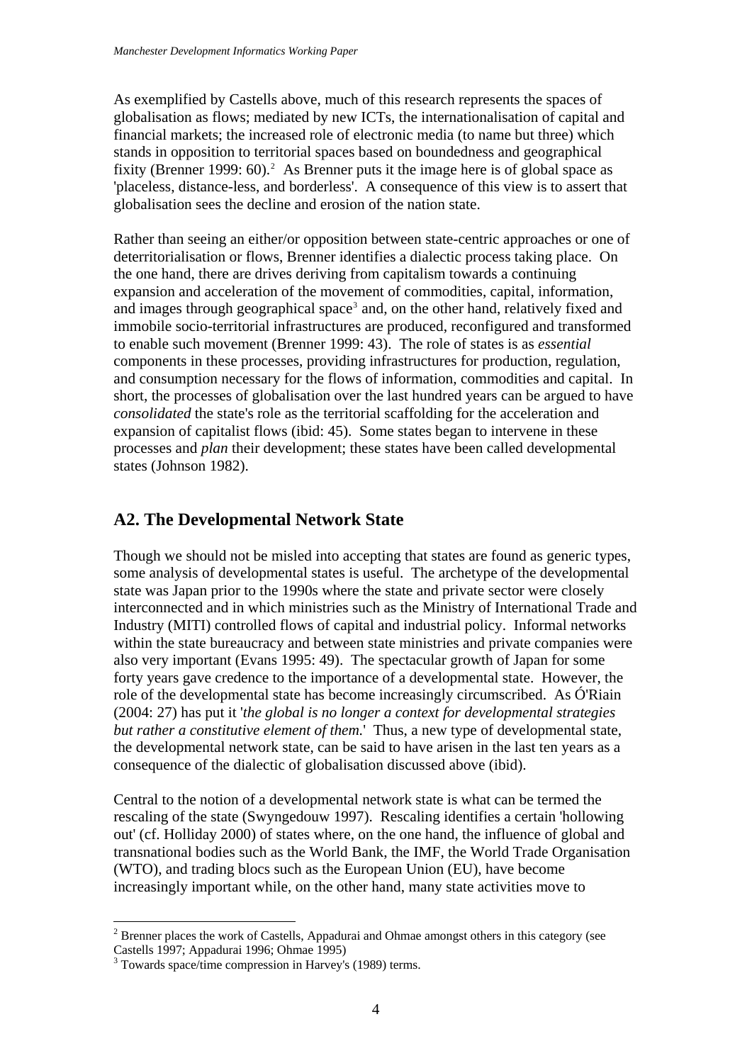As exemplified by Castells above, much of this research represents the spaces of globalisation as flows; mediated by new ICTs, the internationalisation of capital and financial markets; the increased role of electronic media (to name but three) which stands in opposition to territorial spaces based on boundedness and geographical fixity (Brenner 1999: 60).[2] As Brenner puts it the image here is of global space as 'placeless, distance-less, and borderless'. A consequence of this view is to assert that globalisation sees the decline and erosion of the nation state.

Rather than seeing an either/or opposition between state-centric approaches or one of deterritorialisation or flows, Brenner identifies a dialectic process taking place. On the one hand, there are drives deriving from capitalism towards a continuing expansion and acceleration of the movement of commodities, capital, information, and images through geographical space[3] and, on the other hand, relatively fixed and immobile socio-territorial infrastructures are produced, reconfigured and transformed to enable such movement (Brenner 1999: 43). The role of states is as *essential* components in these processes, providing infrastructures for production, regulation, and consumption necessary for the flows of information, commodities and capital. In short, the processes of globalisation over the last hundred years can be argued to have *consolidated* the state's role as the territorial scaffolding for the acceleration and expansion of capitalist flows (ibid: 45). Some states began to intervene in these processes and *plan* their development; these states have been called developmental states (Johnson 1982).

## A2. The Developmental Network State

Though we should not be misled into accepting that states are found as generic types, some analysis of developmental states is useful. The archetype of the developmental state was Japan prior to the 1990s where the state and private sector were closely interconnected and in which ministries such as the Ministry of International Trade and Industry (MITI) controlled flows of capital and industrial policy. Informal networks within the state bureaucracy and between state ministries and private companies were also very important (Evans 1995: 49). The spectacular growth of Japan for some forty years gave credence to the importance of a developmental state. However, the role of the developmental state has become increasingly circumscribed. As Ó'Riain (2004: 27) has put it '*the global is no longer a context for developmental strategies but rather a constitutive element of them.*' Thus, a new type of developmental state, the developmental network state, can be said to have arisen in the last ten years as a consequence of the dialectic of globalisation discussed above (ibid).

Central to the notion of a developmental network state is what can be termed the rescaling of the state (Swyngedouw 1997). Rescaling identifies a certain 'hollowing out' (cf. Holliday 2000) of states where, on the one hand, the influence of global and transnational bodies such as the World Bank, the IMF, the World Trade Organisation (WTO), and trading blocs such as the European Union (EU), have become increasingly important while, on the other hand, many state activities move to

[2] Brenner places the work of Castells, Appadurai and Ohmae amongst others in this category (see Castells 1997; Appadurai 1996; Ohmae 1995)

[3] Towards space/time compression in Harvey's (1989) terms.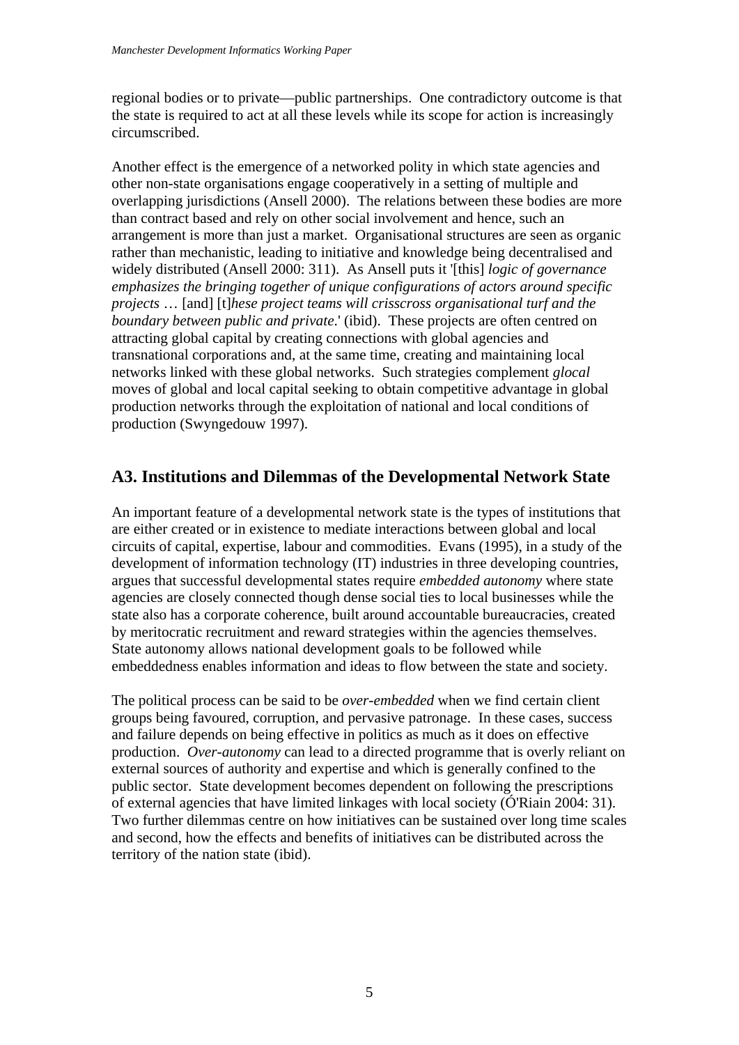regional bodies or to private—public partnerships. One contradictory outcome is that the state is required to act at all these levels while its scope for action is increasingly circumscribed.

Another effect is the emergence of a networked polity in which state agencies and other non-state organisations engage cooperatively in a setting of multiple and overlapping jurisdictions (Ansell 2000). The relations between these bodies are more than contract based and rely on other social involvement and hence, such an arrangement is more than just a market. Organisational structures are seen as organic rather than mechanistic, leading to initiative and knowledge being decentralised and widely distributed (Ansell 2000: 311). As Ansell puts it '[this] *logic of governance emphasizes the bringing together of unique configurations of actors around specific projects* … [and] [t]*hese project teams will crisscross organisational turf and the boundary between public and private*.' (ibid). These projects are often centred on attracting global capital by creating connections with global agencies and transnational corporations and, at the same time, creating and maintaining local networks linked with these global networks. Such strategies complement *glocal* moves of global and local capital seeking to obtain competitive advantage in global production networks through the exploitation of national and local conditions of production (Swyngedouw 1997).

## A3. Institutions and Dilemmas of the Developmental Network State

An important feature of a developmental network state is the types of institutions that are either created or in existence to mediate interactions between global and local circuits of capital, expertise, labour and commodities. Evans (1995), in a study of the development of information technology (IT) industries in three developing countries, argues that successful developmental states require *embedded autonomy* where state agencies are closely connected though dense social ties to local businesses while the state also has a corporate coherence, built around accountable bureaucracies, created by meritocratic recruitment and reward strategies within the agencies themselves. State autonomy allows national development goals to be followed while embeddedness enables information and ideas to flow between the state and society.

The political process can be said to be *over-embedded* when we find certain client groups being favoured, corruption, and pervasive patronage. In these cases, success and failure depends on being effective in politics as much as it does on effective production. *Over-autonomy* can lead to a directed programme that is overly reliant on external sources of authority and expertise and which is generally confined to the public sector. State development becomes dependent on following the prescriptions of external agencies that have limited linkages with local society (Ó'Riain 2004: 31). Two further dilemmas centre on how initiatives can be sustained over long time scales and second, how the effects and benefits of initiatives can be distributed across the territory of the nation state (ibid).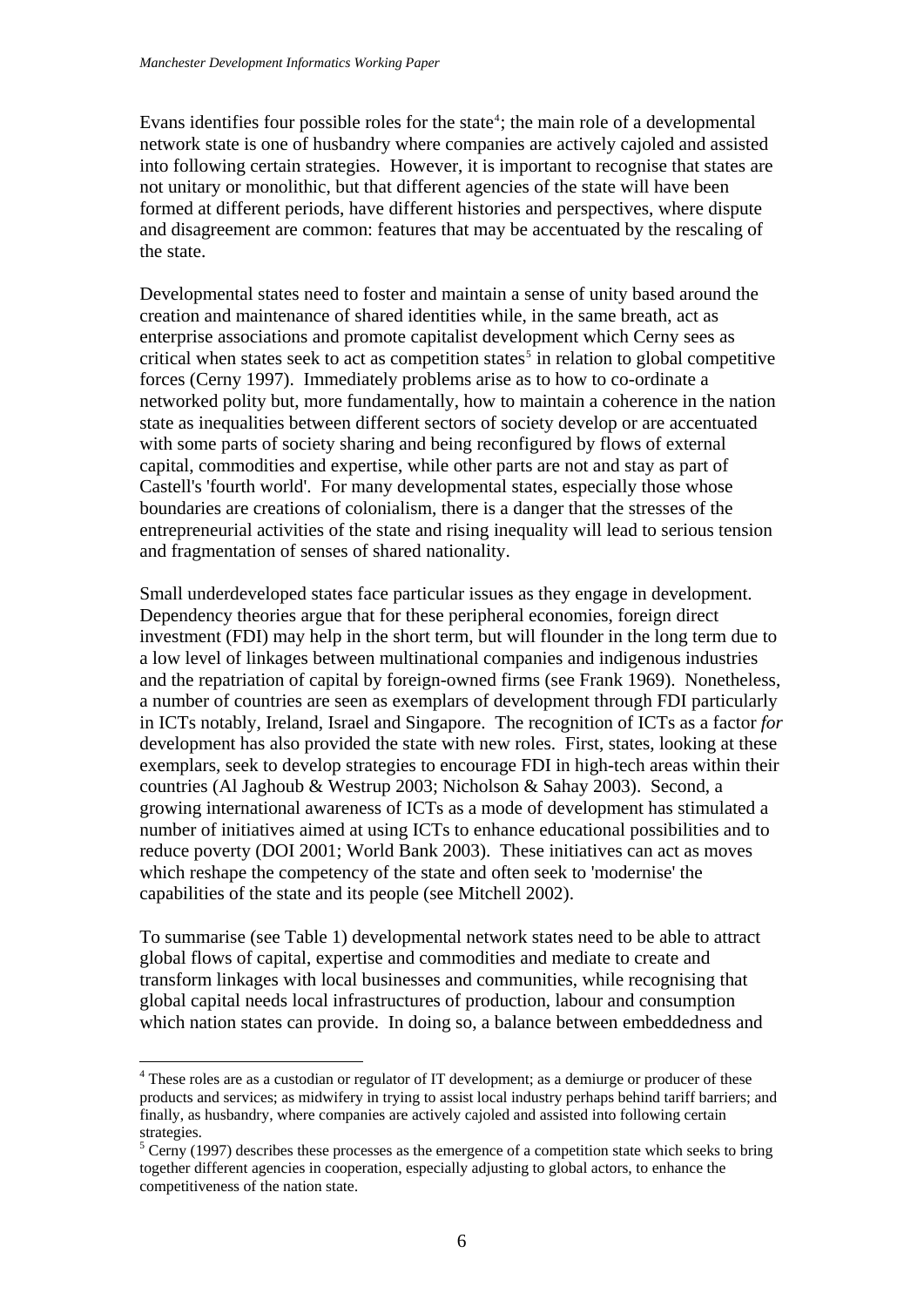Evans identifies four possible roles for the state[4]; the main role of a developmental network state is one of husbandry where companies are actively cajoled and assisted into following certain strategies. However, it is important to recognise that states are not unitary or monolithic, but that different agencies of the state will have been formed at different periods, have different histories and perspectives, where dispute and disagreement are common: features that may be accentuated by the rescaling of the state.

Developmental states need to foster and maintain a sense of unity based around the creation and maintenance of shared identities while, in the same breath, act as enterprise associations and promote capitalist development which Cerny sees as critical when states seek to act as competition states[5] in relation to global competitive forces (Cerny 1997). Immediately problems arise as to how to co-ordinate a networked polity but, more fundamentally, how to maintain a coherence in the nation state as inequalities between different sectors of society develop or are accentuated with some parts of society sharing and being reconfigured by flows of external capital, commodities and expertise, while other parts are not and stay as part of Castell's 'fourth world'. For many developmental states, especially those whose boundaries are creations of colonialism, there is a danger that the stresses of the entrepreneurial activities of the state and rising inequality will lead to serious tension and fragmentation of senses of shared nationality.

Small underdeveloped states face particular issues as they engage in development. Dependency theories argue that for these peripheral economies, foreign direct investment (FDI) may help in the short term, but will flounder in the long term due to a low level of linkages between multinational companies and indigenous industries and the repatriation of capital by foreign-owned firms (see Frank 1969). Nonetheless, a number of countries are seen as exemplars of development through FDI particularly in ICTs notably, Ireland, Israel and Singapore. The recognition of ICTs as a factor *for* development has also provided the state with new roles. First, states, looking at these exemplars, seek to develop strategies to encourage FDI in high-tech areas within their countries (Al Jaghoub & Westrup 2003; Nicholson & Sahay 2003). Second, a growing international awareness of ICTs as a mode of development has stimulated a number of initiatives aimed at using ICTs to enhance educational possibilities and to reduce poverty (DOI 2001; World Bank 2003). These initiatives can act as moves which reshape the competency of the state and often seek to 'modernise' the capabilities of the state and its people (see Mitchell 2002).

To summarise (see Table 1) developmental network states need to be able to attract global flows of capital, expertise and commodities and mediate to create and transform linkages with local businesses and communities, while recognising that global capital needs local infrastructures of production, labour and consumption which nation states can provide. In doing so, a balance between embeddedness and

---

[4] These roles are as a custodian or regulator of IT development; as a demiurge or producer of these products and services; as midwifery in trying to assist local industry perhaps behind tariff barriers; and finally, as husbandry, where companies are actively cajoled and assisted into following certain strategies.

[5] Cerny (1997) describes these processes as the emergence of a competition state which seeks to bring together different agencies in cooperation, especially adjusting to global actors, to enhance the competitiveness of the nation state.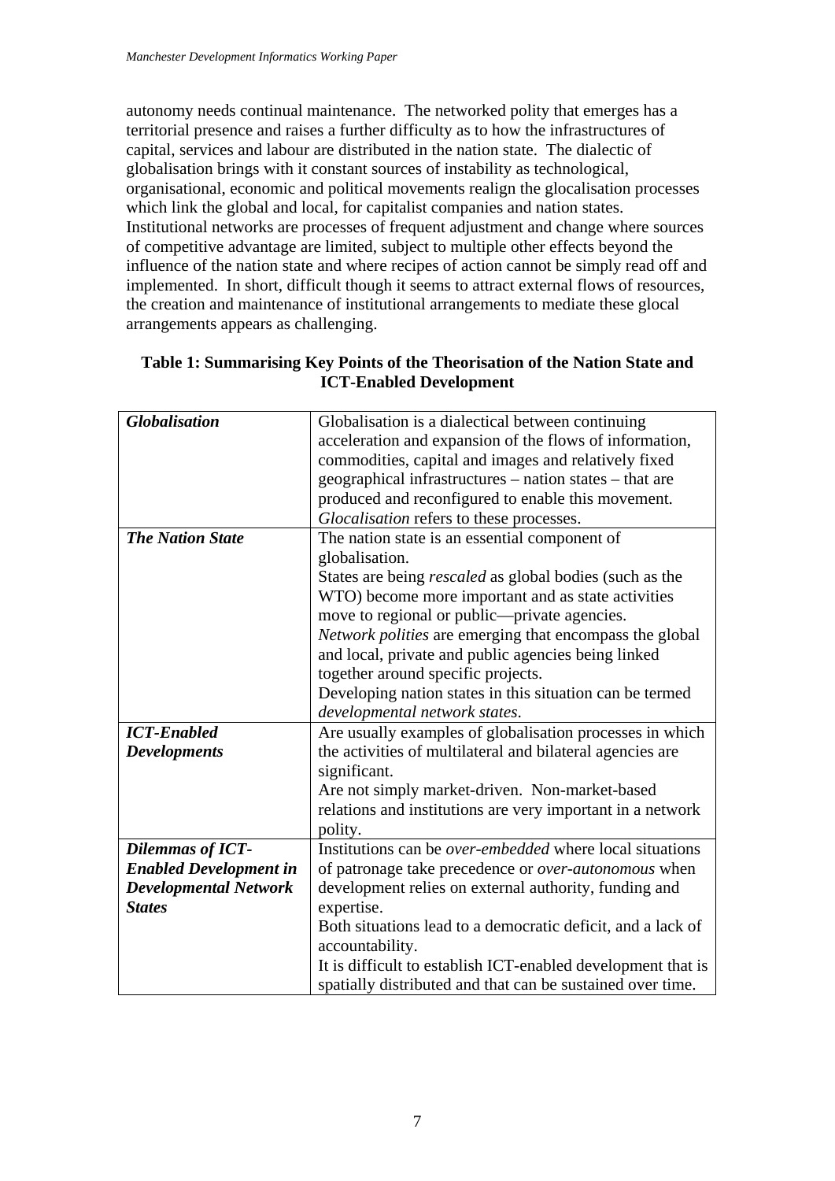autonomy needs continual maintenance. The networked polity that emerges has a territorial presence and raises a further difficulty as to how the infrastructures of capital, services and labour are distributed in the nation state. The dialectic of globalisation brings with it constant sources of instability as technological, organisational, economic and political movements realign the glocalisation processes which link the global and local, for capitalist companies and nation states. Institutional networks are processes of frequent adjustment and change where sources of competitive advantage are limited, subject to multiple other effects beyond the influence of the nation state and where recipes of action cannot be simply read off and implemented. In short, difficult though it seems to attract external flows of resources, the creation and maintenance of institutional arrangements to mediate these glocal arrangements appears as challenging.

**Table 1: Summarising Key Points of the Theorisation of the Nation State and ICT-Enabled Development**

| | |
|---|---|
| ***Globalisation*** | Globalisation is a dialectical between continuing acceleration and expansion of the flows of information, commodities, capital and images and relatively fixed geographical infrastructures – nation states – that are produced and reconfigured to enable this movement. *Glocalisation* refers to these processes. |
| ***The Nation State*** | The nation state is an essential component of globalisation.<br>States are being *rescaled* as global bodies (such as the WTO) become more important and as state activities move to regional or public—private agencies.<br>*Network polities* are emerging that encompass the global and local, private and public agencies being linked together around specific projects.<br>Developing nation states in this situation can be termed *developmental network states*. |
| ***ICT-Enabled Developments*** | Are usually examples of globalisation processes in which the activities of multilateral and bilateral agencies are significant.<br>Are not simply market-driven. Non-market-based relations and institutions are very important in a network polity. |
| ***Dilemmas of ICT-Enabled Development in Developmental Network States*** | Institutions can be *over-embedded* where local situations of patronage take precedence or *over-autonomous* when development relies on external authority, funding and expertise.<br>Both situations lead to a democratic deficit, and a lack of accountability.<br>It is difficult to establish ICT-enabled development that is spatially distributed and that can be sustained over time. |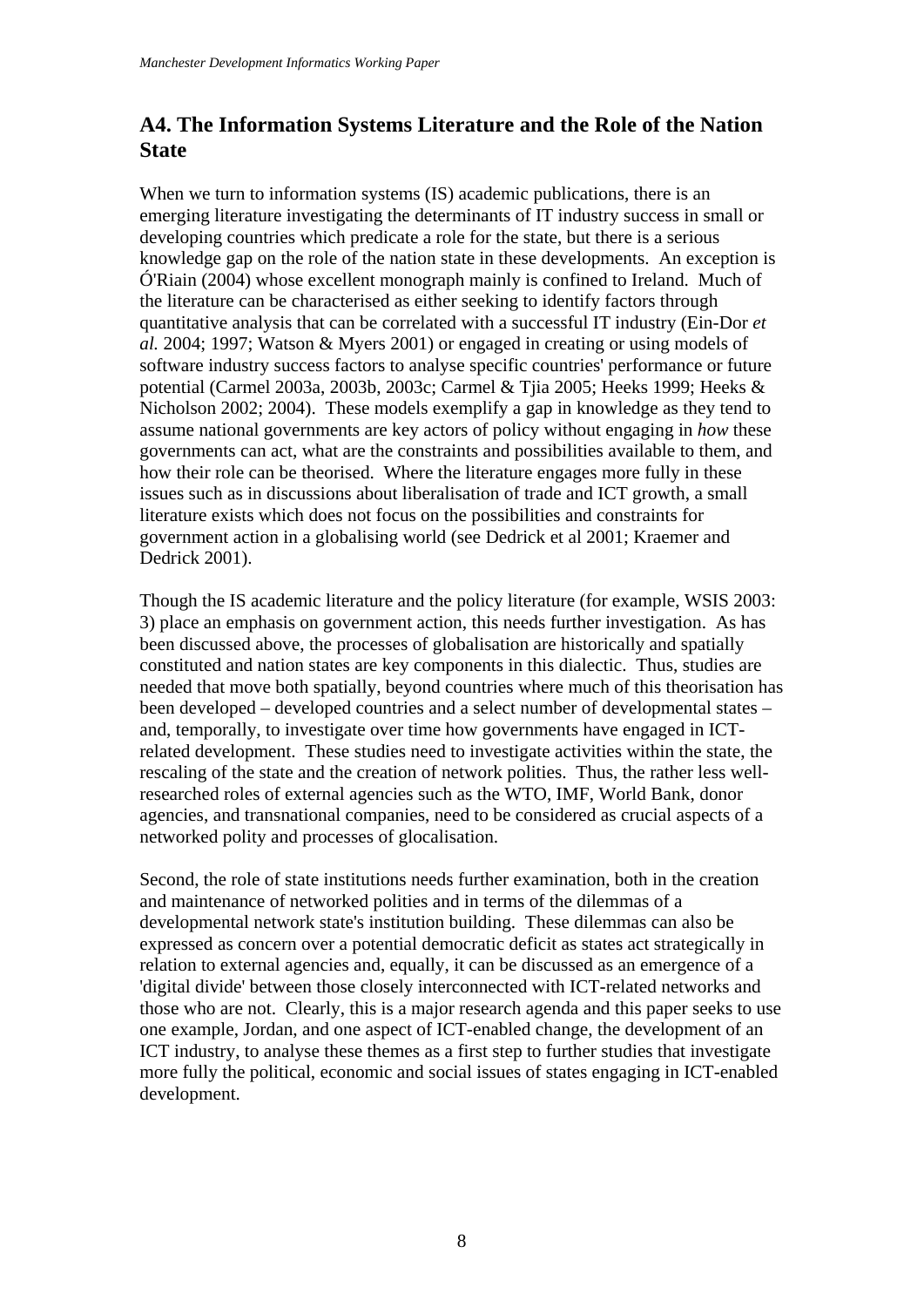## A4. The Information Systems Literature and the Role of the Nation State

When we turn to information systems (IS) academic publications, there is an emerging literature investigating the determinants of IT industry success in small or developing countries which predicate a role for the state, but there is a serious knowledge gap on the role of the nation state in these developments. An exception is Ó'Riain (2004) whose excellent monograph mainly is confined to Ireland. Much of the literature can be characterised as either seeking to identify factors through quantitative analysis that can be correlated with a successful IT industry (Ein-Dor *et al.* 2004; 1997; Watson & Myers 2001) or engaged in creating or using models of software industry success factors to analyse specific countries' performance or future potential (Carmel 2003a, 2003b, 2003c; Carmel & Tjia 2005; Heeks 1999; Heeks & Nicholson 2002; 2004). These models exemplify a gap in knowledge as they tend to assume national governments are key actors of policy without engaging in *how* these governments can act, what are the constraints and possibilities available to them, and how their role can be theorised. Where the literature engages more fully in these issues such as in discussions about liberalisation of trade and ICT growth, a small literature exists which does not focus on the possibilities and constraints for government action in a globalising world (see Dedrick et al 2001; Kraemer and Dedrick 2001).

Though the IS academic literature and the policy literature (for example, WSIS 2003: 3) place an emphasis on government action, this needs further investigation. As has been discussed above, the processes of globalisation are historically and spatially constituted and nation states are key components in this dialectic. Thus, studies are needed that move both spatially, beyond countries where much of this theorisation has been developed – developed countries and a select number of developmental states – and, temporally, to investigate over time how governments have engaged in ICT-related development. These studies need to investigate activities within the state, the rescaling of the state and the creation of network polities. Thus, the rather less well-researched roles of external agencies such as the WTO, IMF, World Bank, donor agencies, and transnational companies, need to be considered as crucial aspects of a networked polity and processes of glocalisation.

Second, the role of state institutions needs further examination, both in the creation and maintenance of networked polities and in terms of the dilemmas of a developmental network state's institution building. These dilemmas can also be expressed as concern over a potential democratic deficit as states act strategically in relation to external agencies and, equally, it can be discussed as an emergence of a 'digital divide' between those closely interconnected with ICT-related networks and those who are not. Clearly, this is a major research agenda and this paper seeks to use one example, Jordan, and one aspect of ICT-enabled change, the development of an ICT industry, to analyse these themes as a first step to further studies that investigate more fully the political, economic and social issues of states engaging in ICT-enabled development.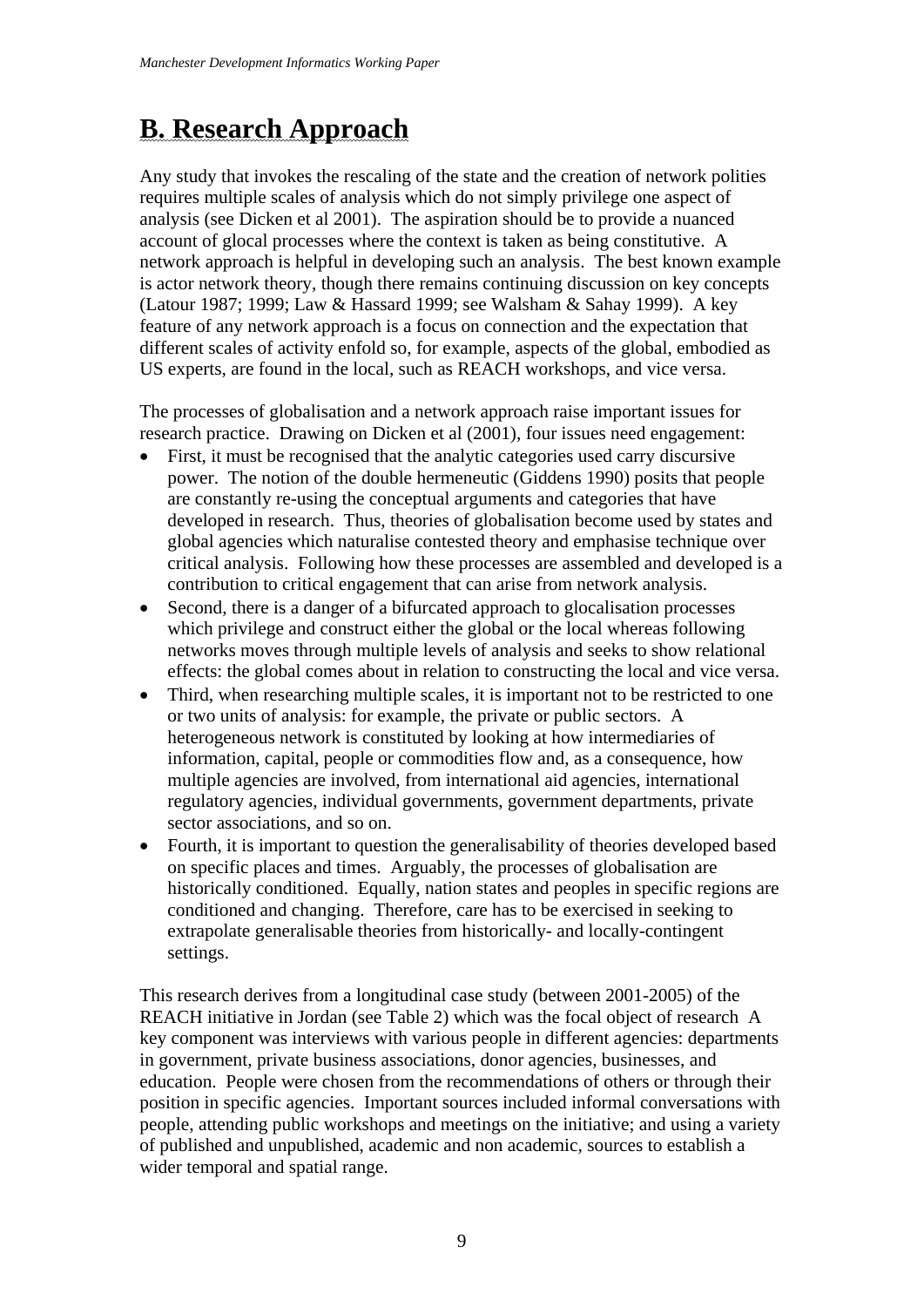# B. Research Approach

Any study that invokes the rescaling of the state and the creation of network polities requires multiple scales of analysis which do not simply privilege one aspect of analysis (see Dicken et al 2001). The aspiration should be to provide a nuanced account of glocal processes where the context is taken as being constitutive. A network approach is helpful in developing such an analysis. The best known example is actor network theory, though there remains continuing discussion on key concepts (Latour 1987; 1999; Law & Hassard 1999; see Walsham & Sahay 1999). A key feature of any network approach is a focus on connection and the expectation that different scales of activity enfold so, for example, aspects of the global, embodied as US experts, are found in the local, such as REACH workshops, and vice versa.

The processes of globalisation and a network approach raise important issues for research practice. Drawing on Dicken et al (2001), four issues need engagement:

- First, it must be recognised that the analytic categories used carry discursive power. The notion of the double hermeneutic (Giddens 1990) posits that people are constantly re-using the conceptual arguments and categories that have developed in research. Thus, theories of globalisation become used by states and global agencies which naturalise contested theory and emphasise technique over critical analysis. Following how these processes are assembled and developed is a contribution to critical engagement that can arise from network analysis.
- Second, there is a danger of a bifurcated approach to glocalisation processes which privilege and construct either the global or the local whereas following networks moves through multiple levels of analysis and seeks to show relational effects: the global comes about in relation to constructing the local and vice versa.
- Third, when researching multiple scales, it is important not to be restricted to one or two units of analysis: for example, the private or public sectors. A heterogeneous network is constituted by looking at how intermediaries of information, capital, people or commodities flow and, as a consequence, how multiple agencies are involved, from international aid agencies, international regulatory agencies, individual governments, government departments, private sector associations, and so on.
- Fourth, it is important to question the generalisability of theories developed based on specific places and times. Arguably, the processes of globalisation are historically conditioned. Equally, nation states and peoples in specific regions are conditioned and changing. Therefore, care has to be exercised in seeking to extrapolate generalisable theories from historically- and locally-contingent settings.

This research derives from a longitudinal case study (between 2001-2005) of the REACH initiative in Jordan (see Table 2) which was the focal object of research A key component was interviews with various people in different agencies: departments in government, private business associations, donor agencies, businesses, and education. People were chosen from the recommendations of others or through their position in specific agencies. Important sources included informal conversations with people, attending public workshops and meetings on the initiative; and using a variety of published and unpublished, academic and non academic, sources to establish a wider temporal and spatial range.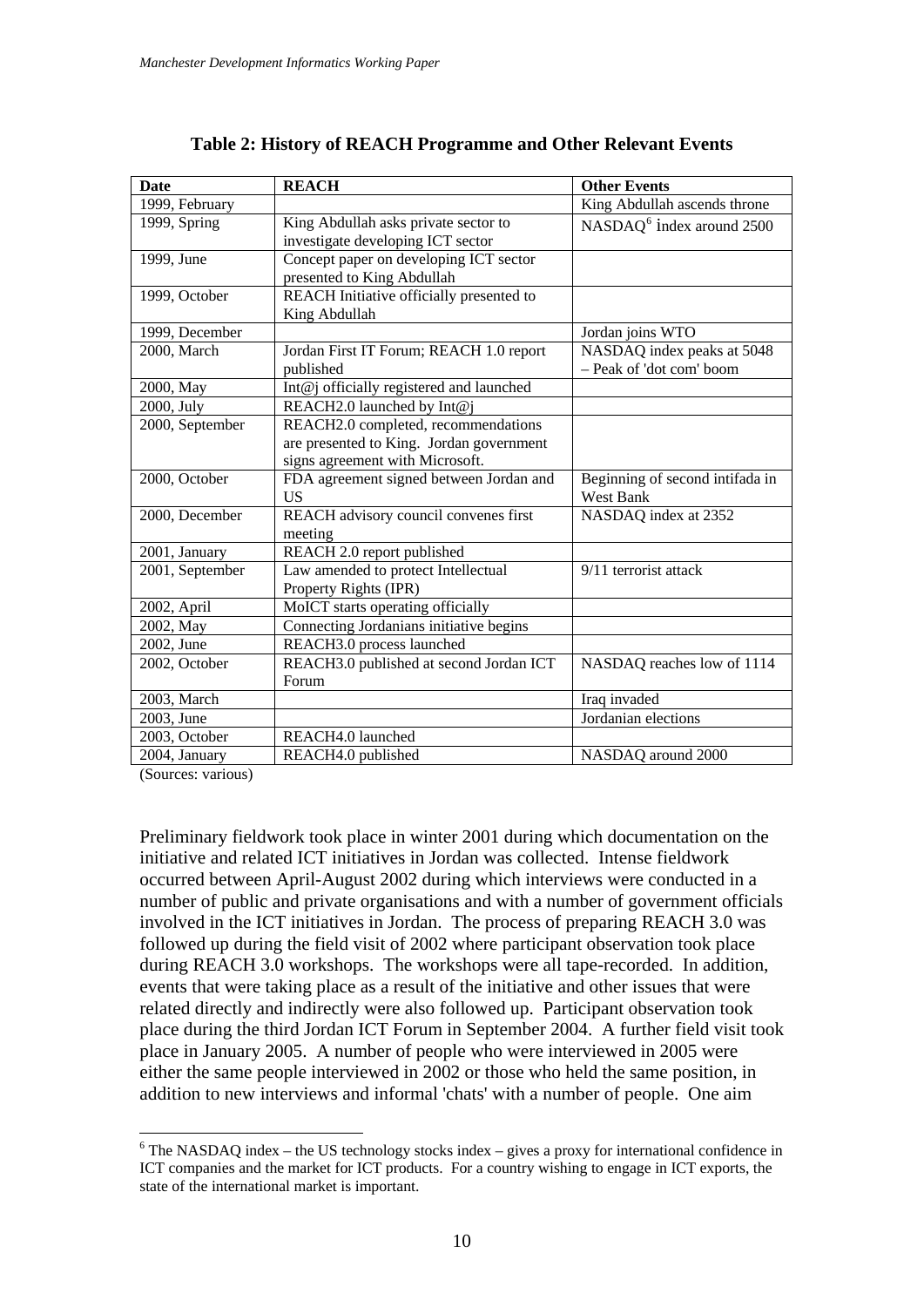**Table 2: History of REACH Programme and Other Relevant Events**

| Date | REACH | Other Events |
|---|---|---|
| 1999, February | | King Abdullah ascends throne |
| 1999, Spring | King Abdullah asks private sector to investigate developing ICT sector | NASDAQ[6] index around 2500 |
| 1999, June | Concept paper on developing ICT sector presented to King Abdullah | |
| 1999, October | REACH Initiative officially presented to King Abdullah | |
| 1999, December | | Jordan joins WTO |
| 2000, March | Jordan First IT Forum; REACH 1.0 report published | NASDAQ index peaks at 5048 – Peak of 'dot com' boom |
| 2000, May | Int@j officially registered and launched | |
| 2000, July | REACH2.0 launched by Int@j | |
| 2000, September | REACH2.0 completed, recommendations are presented to King. Jordan government signs agreement with Microsoft. | |
| 2000, October | FDA agreement signed between Jordan and US | Beginning of second intifada in West Bank |
| 2000, December | REACH advisory council convenes first meeting | NASDAQ index at 2352 |
| 2001, January | REACH 2.0 report published | |
| 2001, September | Law amended to protect Intellectual Property Rights (IPR) | 9/11 terrorist attack |
| 2002, April | MoICT starts operating officially | |
| 2002, May | Connecting Jordanians initiative begins | |
| 2002, June | REACH3.0 process launched | |
| 2002, October | REACH3.0 published at second Jordan ICT Forum | NASDAQ reaches low of 1114 |
| 2003, March | | Iraq invaded |
| 2003, June | | Jordanian elections |
| 2003, October | REACH4.0 launched | |
| 2004, January | REACH4.0 published | NASDAQ around 2000 |

(Sources: various)

Preliminary fieldwork took place in winter 2001 during which documentation on the initiative and related ICT initiatives in Jordan was collected. Intense fieldwork occurred between April-August 2002 during which interviews were conducted in a number of public and private organisations and with a number of government officials involved in the ICT initiatives in Jordan. The process of preparing REACH 3.0 was followed up during the field visit of 2002 where participant observation took place during REACH 3.0 workshops. The workshops were all tape-recorded. In addition, events that were taking place as a result of the initiative and other issues that were related directly and indirectly were also followed up. Participant observation took place during the third Jordan ICT Forum in September 2004. A further field visit took place in January 2005. A number of people who were interviewed in 2005 were either the same people interviewed in 2002 or those who held the same position, in addition to new interviews and informal 'chats' with a number of people. One aim

[6] The NASDAQ index – the US technology stocks index – gives a proxy for international confidence in ICT companies and the market for ICT products. For a country wishing to engage in ICT exports, the state of the international market is important.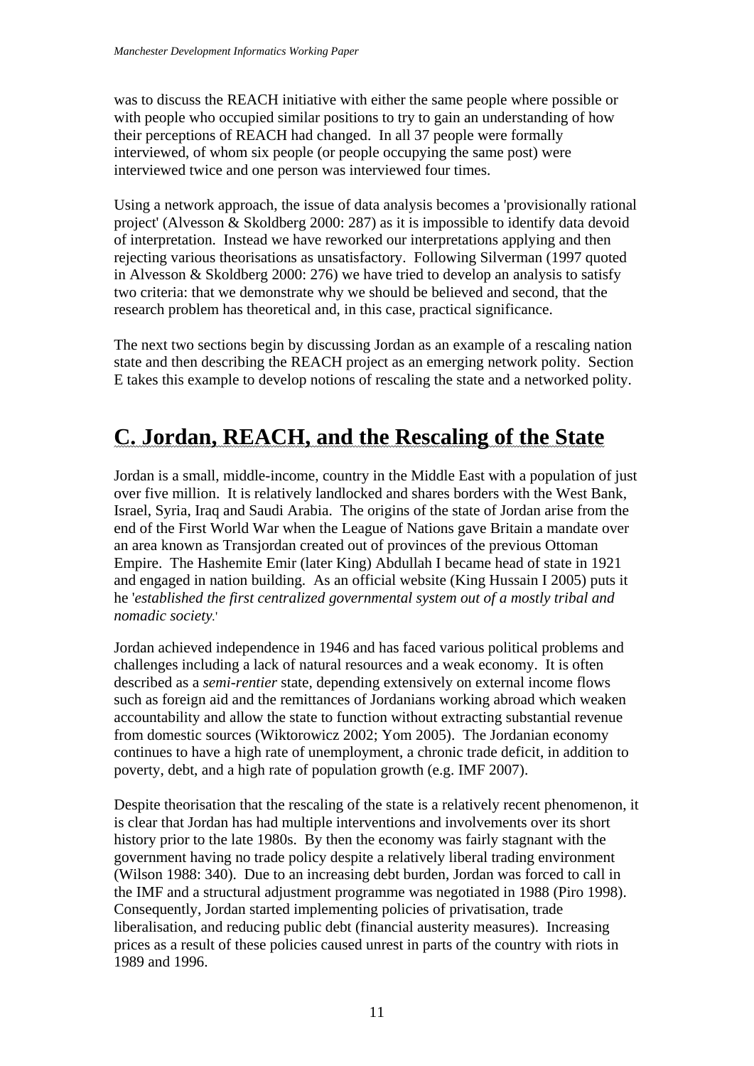was to discuss the REACH initiative with either the same people where possible or with people who occupied similar positions to try to gain an understanding of how their perceptions of REACH had changed. In all 37 people were formally interviewed, of whom six people (or people occupying the same post) were interviewed twice and one person was interviewed four times.

Using a network approach, the issue of data analysis becomes a 'provisionally rational project' (Alvesson & Skoldberg 2000: 287) as it is impossible to identify data devoid of interpretation. Instead we have reworked our interpretations applying and then rejecting various theorisations as unsatisfactory. Following Silverman (1997 quoted in Alvesson & Skoldberg 2000: 276) we have tried to develop an analysis to satisfy two criteria: that we demonstrate why we should be believed and second, that the research problem has theoretical and, in this case, practical significance.

The next two sections begin by discussing Jordan as an example of a rescaling nation state and then describing the REACH project as an emerging network polity. Section E takes this example to develop notions of rescaling the state and a networked polity.

# C. Jordan, REACH, and the Rescaling of the State

Jordan is a small, middle-income, country in the Middle East with a population of just over five million. It is relatively landlocked and shares borders with the West Bank, Israel, Syria, Iraq and Saudi Arabia. The origins of the state of Jordan arise from the end of the First World War when the League of Nations gave Britain a mandate over an area known as Transjordan created out of provinces of the previous Ottoman Empire. The Hashemite Emir (later King) Abdullah I became head of state in 1921 and engaged in nation building. As an official website (King Hussain I 2005) puts it he '*established the first centralized governmental system out of a mostly tribal and nomadic society*.'

Jordan achieved independence in 1946 and has faced various political problems and challenges including a lack of natural resources and a weak economy. It is often described as a *semi-rentier* state, depending extensively on external income flows such as foreign aid and the remittances of Jordanians working abroad which weaken accountability and allow the state to function without extracting substantial revenue from domestic sources (Wiktorowicz 2002; Yom 2005). The Jordanian economy continues to have a high rate of unemployment, a chronic trade deficit, in addition to poverty, debt, and a high rate of population growth (e.g. IMF 2007).

Despite theorisation that the rescaling of the state is a relatively recent phenomenon, it is clear that Jordan has had multiple interventions and involvements over its short history prior to the late 1980s. By then the economy was fairly stagnant with the government having no trade policy despite a relatively liberal trading environment (Wilson 1988: 340). Due to an increasing debt burden, Jordan was forced to call in the IMF and a structural adjustment programme was negotiated in 1988 (Piro 1998). Consequently, Jordan started implementing policies of privatisation, trade liberalisation, and reducing public debt (financial austerity measures). Increasing prices as a result of these policies caused unrest in parts of the country with riots in 1989 and 1996.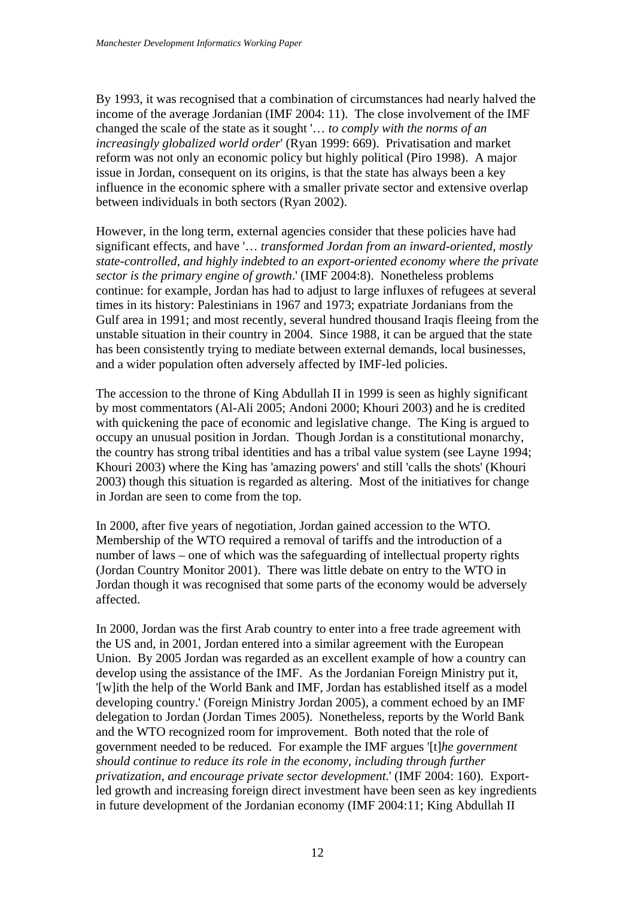By 1993, it was recognised that a combination of circumstances had nearly halved the income of the average Jordanian (IMF 2004: 11). The close involvement of the IMF changed the scale of the state as it sought '*… to comply with the norms of an increasingly globalized world order*' (Ryan 1999: 669). Privatisation and market reform was not only an economic policy but highly political (Piro 1998). A major issue in Jordan, consequent on its origins, is that the state has always been a key influence in the economic sphere with a smaller private sector and extensive overlap between individuals in both sectors (Ryan 2002).

However, in the long term, external agencies consider that these policies have had significant effects, and have '*… transformed Jordan from an inward-oriented, mostly state-controlled, and highly indebted to an export-oriented economy where the private sector is the primary engine of growth*.' (IMF 2004:8). Nonetheless problems continue: for example, Jordan has had to adjust to large influxes of refugees at several times in its history: Palestinians in 1967 and 1973; expatriate Jordanians from the Gulf area in 1991; and most recently, several hundred thousand Iraqis fleeing from the unstable situation in their country in 2004. Since 1988, it can be argued that the state has been consistently trying to mediate between external demands, local businesses, and a wider population often adversely affected by IMF-led policies.

The accession to the throne of King Abdullah II in 1999 is seen as highly significant by most commentators (Al-Ali 2005; Andoni 2000; Khouri 2003) and he is credited with quickening the pace of economic and legislative change. The King is argued to occupy an unusual position in Jordan. Though Jordan is a constitutional monarchy, the country has strong tribal identities and has a tribal value system (see Layne 1994; Khouri 2003) where the King has 'amazing powers' and still 'calls the shots' (Khouri 2003) though this situation is regarded as altering. Most of the initiatives for change in Jordan are seen to come from the top.

In 2000, after five years of negotiation, Jordan gained accession to the WTO. Membership of the WTO required a removal of tariffs and the introduction of a number of laws – one of which was the safeguarding of intellectual property rights (Jordan Country Monitor 2001). There was little debate on entry to the WTO in Jordan though it was recognised that some parts of the economy would be adversely affected.

In 2000, Jordan was the first Arab country to enter into a free trade agreement with the US and, in 2001, Jordan entered into a similar agreement with the European Union. By 2005 Jordan was regarded as an excellent example of how a country can develop using the assistance of the IMF. As the Jordanian Foreign Ministry put it, '[w]ith the help of the World Bank and IMF, Jordan has established itself as a model developing country.' (Foreign Ministry Jordan 2005), a comment echoed by an IMF delegation to Jordan (Jordan Times 2005). Nonetheless, reports by the World Bank and the WTO recognized room for improvement. Both noted that the role of government needed to be reduced. For example the IMF argues '[t]*he government should continue to reduce its role in the economy, including through further privatization, and encourage private sector development.*' (IMF 2004: 160). Export-led growth and increasing foreign direct investment have been seen as key ingredients in future development of the Jordanian economy (IMF 2004:11; King Abdullah II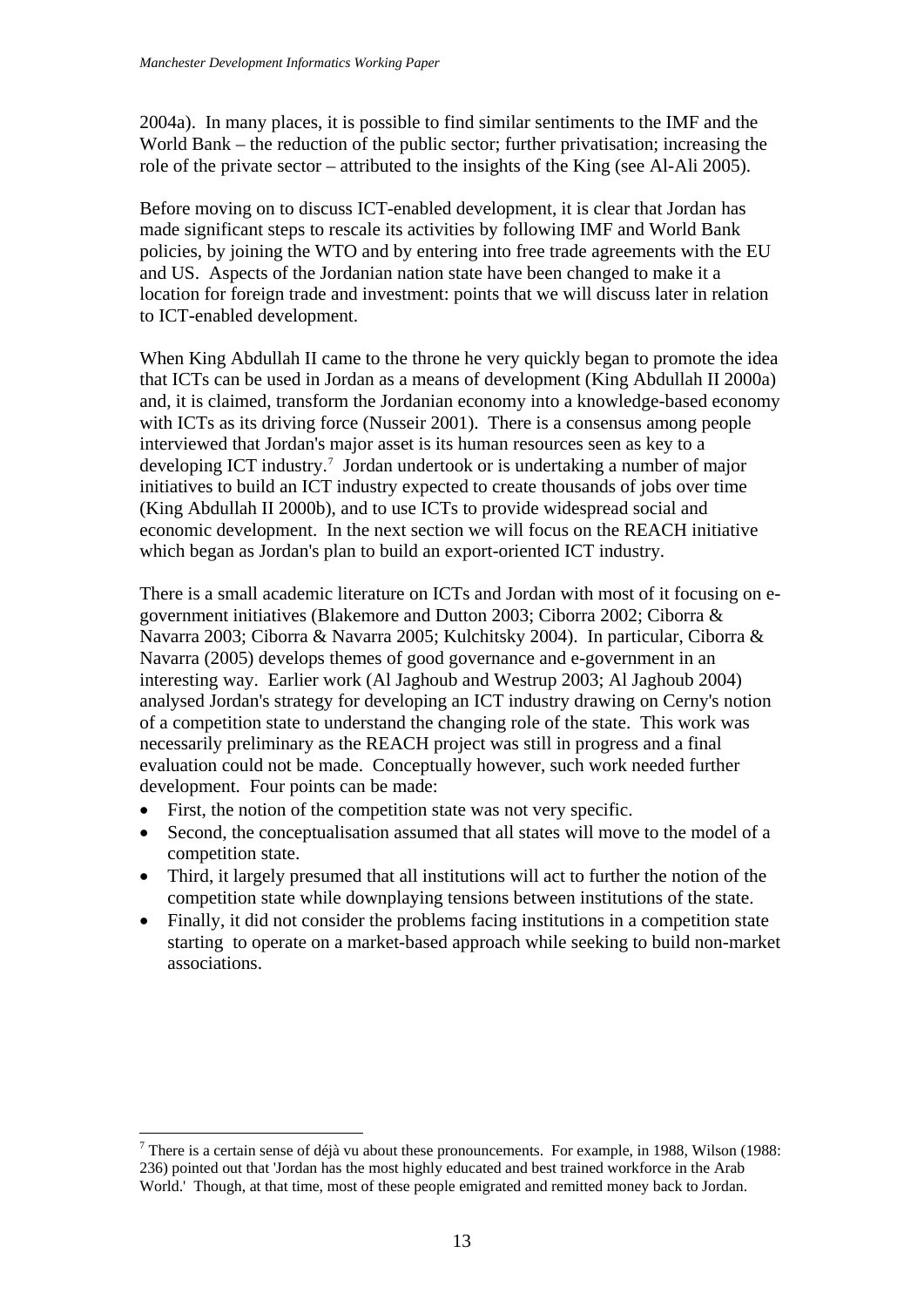2004a). In many places, it is possible to find similar sentiments to the IMF and the World Bank – the reduction of the public sector; further privatisation; increasing the role of the private sector – attributed to the insights of the King (see Al-Ali 2005).

Before moving on to discuss ICT-enabled development, it is clear that Jordan has made significant steps to rescale its activities by following IMF and World Bank policies, by joining the WTO and by entering into free trade agreements with the EU and US. Aspects of the Jordanian nation state have been changed to make it a location for foreign trade and investment: points that we will discuss later in relation to ICT-enabled development.

When King Abdullah II came to the throne he very quickly began to promote the idea that ICTs can be used in Jordan as a means of development (King Abdullah II 2000a) and, it is claimed, transform the Jordanian economy into a knowledge-based economy with ICTs as its driving force (Nusseir 2001). There is a consensus among people interviewed that Jordan's major asset is its human resources seen as key to a developing ICT industry.[7] Jordan undertook or is undertaking a number of major initiatives to build an ICT industry expected to create thousands of jobs over time (King Abdullah II 2000b), and to use ICTs to provide widespread social and economic development. In the next section we will focus on the REACH initiative which began as Jordan's plan to build an export-oriented ICT industry.

There is a small academic literature on ICTs and Jordan with most of it focusing on e-government initiatives (Blakemore and Dutton 2003; Ciborra 2002; Ciborra & Navarra 2003; Ciborra & Navarra 2005; Kulchitsky 2004). In particular, Ciborra & Navarra (2005) develops themes of good governance and e-government in an interesting way. Earlier work (Al Jaghoub and Westrup 2003; Al Jaghoub 2004) analysed Jordan's strategy for developing an ICT industry drawing on Cerny's notion of a competition state to understand the changing role of the state. This work was necessarily preliminary as the REACH project was still in progress and a final evaluation could not be made. Conceptually however, such work needed further development. Four points can be made:

- First, the notion of the competition state was not very specific.
- Second, the conceptualisation assumed that all states will move to the model of a competition state.
- Third, it largely presumed that all institutions will act to further the notion of the competition state while downplaying tensions between institutions of the state.
- Finally, it did not consider the problems facing institutions in a competition state starting to operate on a market-based approach while seeking to build non-market associations.

---

[7] There is a certain sense of déjà vu about these pronouncements. For example, in 1988, Wilson (1988: 236) pointed out that 'Jordan has the most highly educated and best trained workforce in the Arab World.' Though, at that time, most of these people emigrated and remitted money back to Jordan.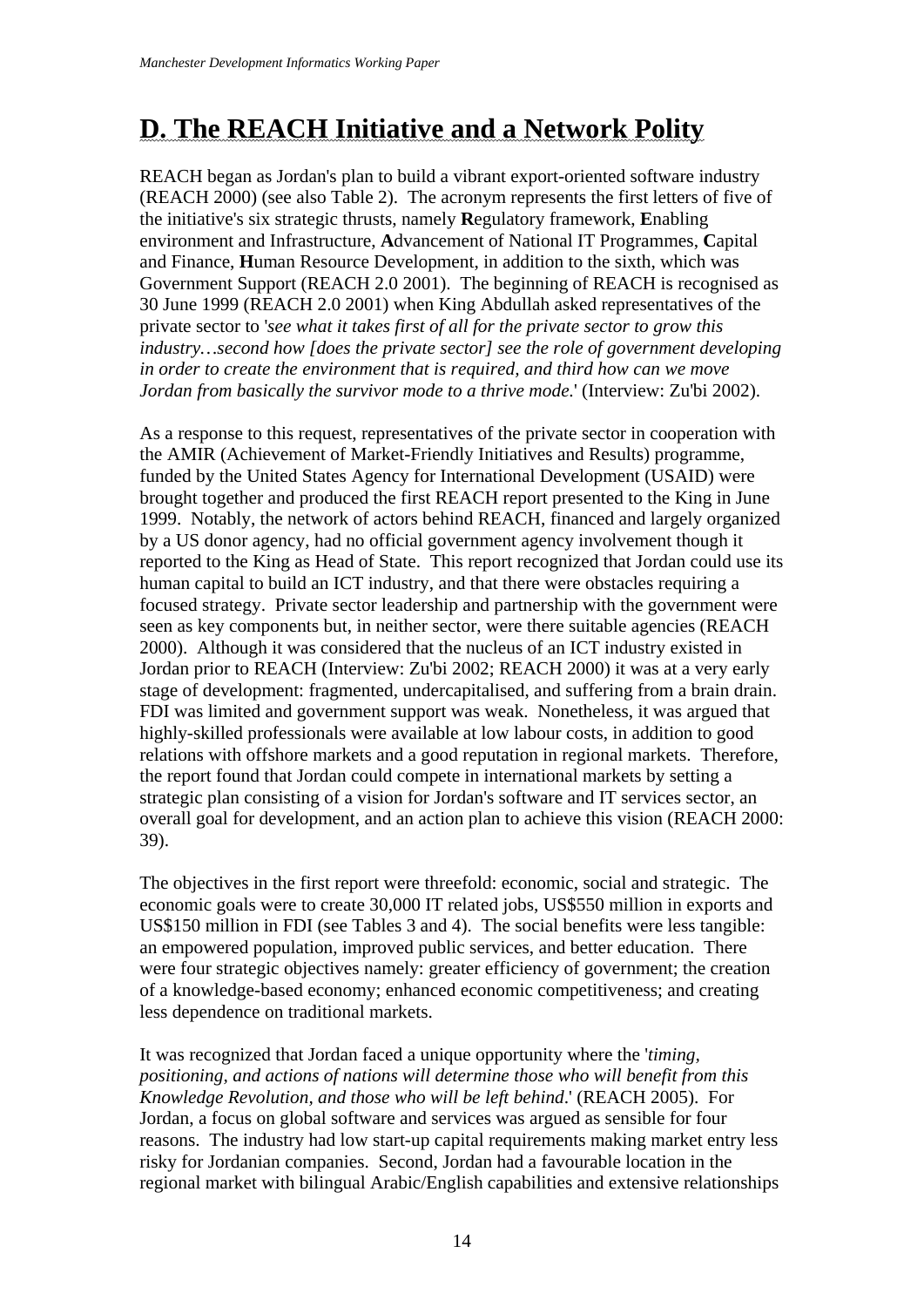# D. The REACH Initiative and a Network Polity

REACH began as Jordan's plan to build a vibrant export-oriented software industry (REACH 2000) (see also Table 2). The acronym represents the first letters of five of the initiative's six strategic thrusts, namely **R**egulatory framework, **E**nabling environment and Infrastructure, **A**dvancement of National IT Programmes, **C**apital and Finance, **H**uman Resource Development, in addition to the sixth, which was Government Support (REACH 2.0 2001). The beginning of REACH is recognised as 30 June 1999 (REACH 2.0 2001) when King Abdullah asked representatives of the private sector to '*see what it takes first of all for the private sector to grow this industry…second how [does the private sector] see the role of government developing in order to create the environment that is required, and third how can we move Jordan from basically the survivor mode to a thrive mode.*' (Interview: Zu'bi 2002).

As a response to this request, representatives of the private sector in cooperation with the AMIR (Achievement of Market-Friendly Initiatives and Results) programme, funded by the United States Agency for International Development (USAID) were brought together and produced the first REACH report presented to the King in June 1999. Notably, the network of actors behind REACH, financed and largely organized by a US donor agency, had no official government agency involvement though it reported to the King as Head of State. This report recognized that Jordan could use its human capital to build an ICT industry, and that there were obstacles requiring a focused strategy. Private sector leadership and partnership with the government were seen as key components but, in neither sector, were there suitable agencies (REACH 2000). Although it was considered that the nucleus of an ICT industry existed in Jordan prior to REACH (Interview: Zu'bi 2002; REACH 2000) it was at a very early stage of development: fragmented, undercapitalised, and suffering from a brain drain. FDI was limited and government support was weak. Nonetheless, it was argued that highly-skilled professionals were available at low labour costs, in addition to good relations with offshore markets and a good reputation in regional markets. Therefore, the report found that Jordan could compete in international markets by setting a strategic plan consisting of a vision for Jordan's software and IT services sector, an overall goal for development, and an action plan to achieve this vision (REACH 2000: 39).

The objectives in the first report were threefold: economic, social and strategic. The economic goals were to create 30,000 IT related jobs, US$550 million in exports and US$150 million in FDI (see Tables 3 and 4). The social benefits were less tangible: an empowered population, improved public services, and better education. There were four strategic objectives namely: greater efficiency of government; the creation of a knowledge-based economy; enhanced economic competitiveness; and creating less dependence on traditional markets.

It was recognized that Jordan faced a unique opportunity where the '*timing, positioning, and actions of nations will determine those who will benefit from this Knowledge Revolution, and those who will be left behind*.' (REACH 2005). For Jordan, a focus on global software and services was argued as sensible for four reasons. The industry had low start-up capital requirements making market entry less risky for Jordanian companies. Second, Jordan had a favourable location in the regional market with bilingual Arabic/English capabilities and extensive relationships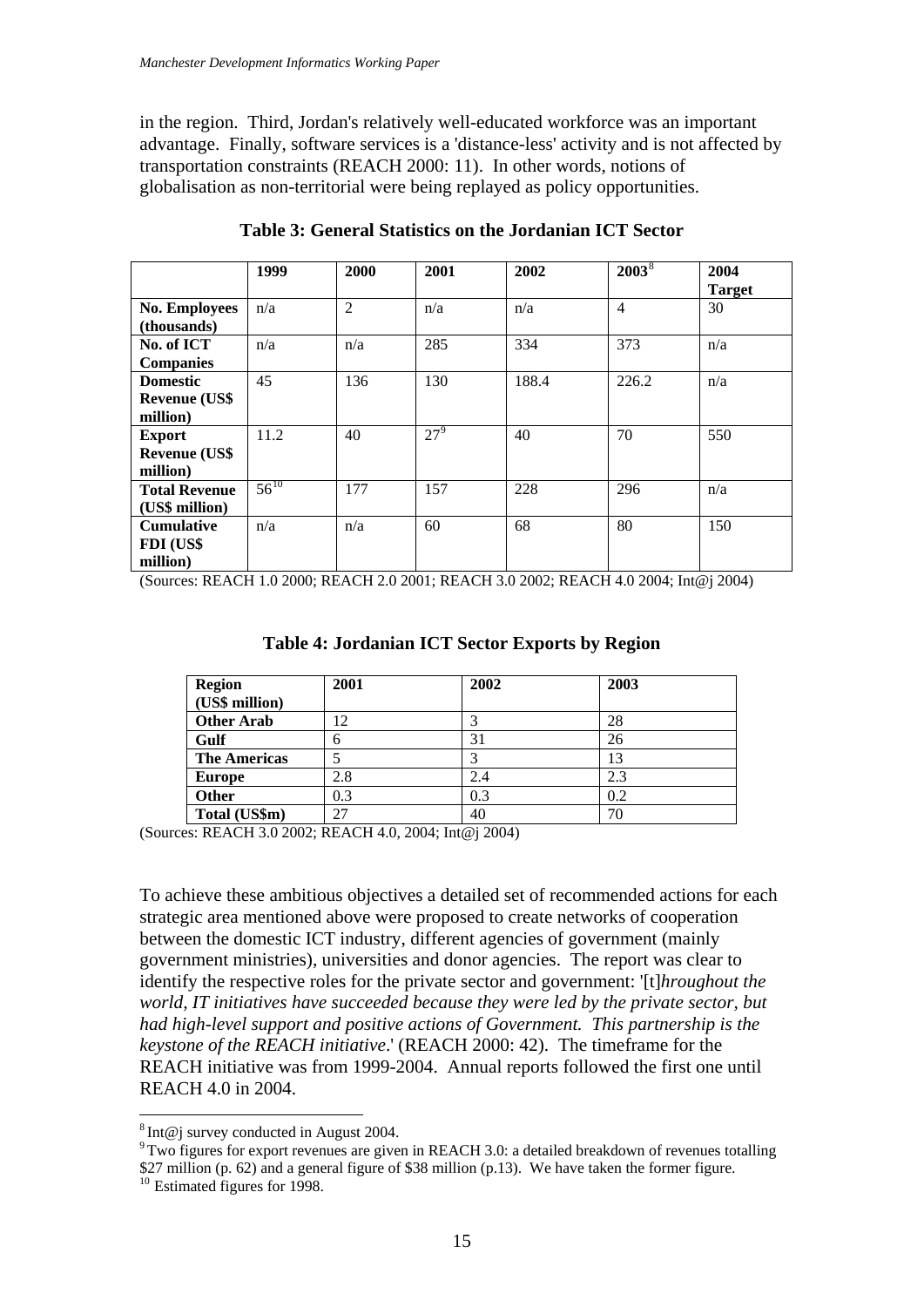in the region. Third, Jordan's relatively well-educated workforce was an important advantage. Finally, software services is a 'distance-less' activity and is not affected by transportation constraints (REACH 2000: 11). In other words, notions of globalisation as non-territorial were being replayed as policy opportunities.

**Table 3: General Statistics on the Jordanian ICT Sector**

| | 1999 | 2000 | 2001 | 2002 | 2003[8] | 2004 Target |
|---|---|---|---|---|---|---|
| **No. Employees (thousands)** | n/a | 2 | n/a | n/a | 4 | 30 |
| **No. of ICT Companies** | n/a | n/a | 285 | 334 | 373 | n/a |
| **Domestic Revenue (US$ million)** | 45 | 136 | 130 | 188.4 | 226.2 | n/a |
| **Export Revenue (US$ million)** | 11.2 | 40 | 27[9] | 40 | 70 | 550 |
| **Total Revenue (US$ million)** | 56[10] | 177 | 157 | 228 | 296 | n/a |
| **Cumulative FDI (US$ million)** | n/a | n/a | 60 | 68 | 80 | 150 |

(Sources: REACH 1.0 2000; REACH 2.0 2001; REACH 3.0 2002; REACH 4.0 2004; Int@j 2004)

**Table 4: Jordanian ICT Sector Exports by Region**

| Region (US$ million) | 2001 | 2002 | 2003 |
|---|---|---|---|
| **Other Arab** | 12 | 3 | 28 |
| **Gulf** | 6 | 31 | 26 |
| **The Americas** | 5 | 3 | 13 |
| **Europe** | 2.8 | 2.4 | 2.3 |
| **Other** | 0.3 | 0.3 | 0.2 |
| **Total (US$m)** | 27 | 40 | 70 |

(Sources: REACH 3.0 2002; REACH 4.0, 2004; Int@j 2004)

To achieve these ambitious objectives a detailed set of recommended actions for each strategic area mentioned above were proposed to create networks of cooperation between the domestic ICT industry, different agencies of government (mainly government ministries), universities and donor agencies. The report was clear to identify the respective roles for the private sector and government: '[t]*hroughout the world, IT initiatives have succeeded because they were led by the private sector, but had high-level support and positive actions of Government. This partnership is the keystone of the REACH initiative*.' (REACH 2000: 42). The timeframe for the REACH initiative was from 1999-2004. Annual reports followed the first one until REACH 4.0 in 2004.

[8] Int@j survey conducted in August 2004.

[9] Two figures for export revenues are given in REACH 3.0: a detailed breakdown of revenues totalling $27 million (p. 62) and a general figure of $38 million (p.13). We have taken the former figure.

[10] Estimated figures for 1998.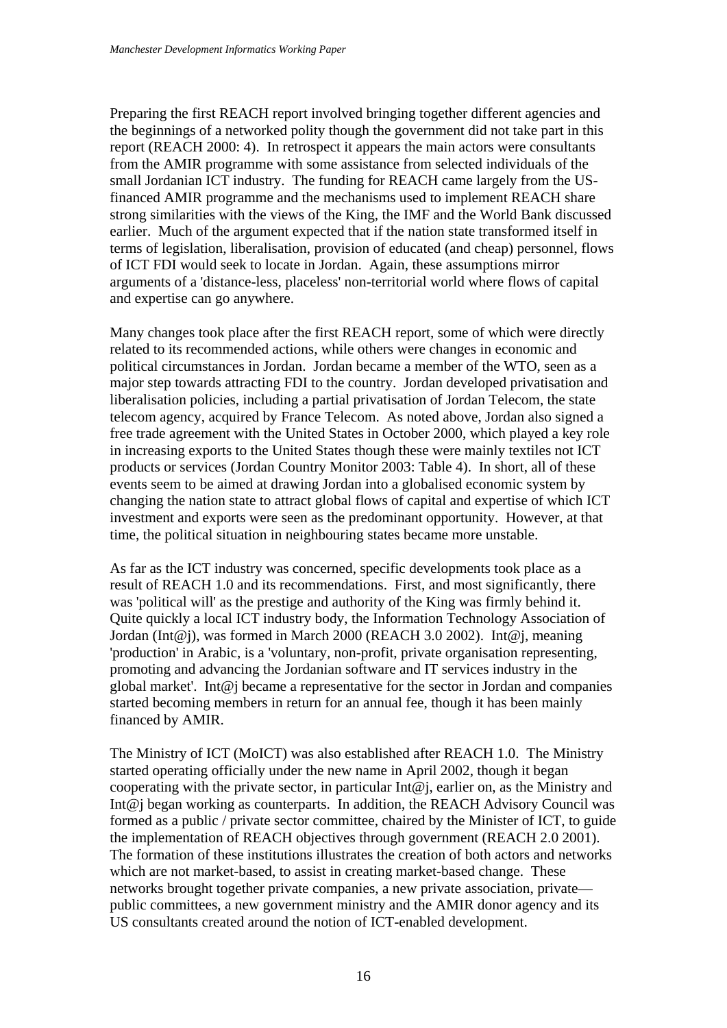Preparing the first REACH report involved bringing together different agencies and the beginnings of a networked polity though the government did not take part in this report (REACH 2000: 4). In retrospect it appears the main actors were consultants from the AMIR programme with some assistance from selected individuals of the small Jordanian ICT industry. The funding for REACH came largely from the US-financed AMIR programme and the mechanisms used to implement REACH share strong similarities with the views of the King, the IMF and the World Bank discussed earlier. Much of the argument expected that if the nation state transformed itself in terms of legislation, liberalisation, provision of educated (and cheap) personnel, flows of ICT FDI would seek to locate in Jordan. Again, these assumptions mirror arguments of a 'distance-less, placeless' non-territorial world where flows of capital and expertise can go anywhere.

Many changes took place after the first REACH report, some of which were directly related to its recommended actions, while others were changes in economic and political circumstances in Jordan. Jordan became a member of the WTO, seen as a major step towards attracting FDI to the country. Jordan developed privatisation and liberalisation policies, including a partial privatisation of Jordan Telecom, the state telecom agency, acquired by France Telecom. As noted above, Jordan also signed a free trade agreement with the United States in October 2000, which played a key role in increasing exports to the United States though these were mainly textiles not ICT products or services (Jordan Country Monitor 2003: Table 4). In short, all of these events seem to be aimed at drawing Jordan into a globalised economic system by changing the nation state to attract global flows of capital and expertise of which ICT investment and exports were seen as the predominant opportunity. However, at that time, the political situation in neighbouring states became more unstable.

As far as the ICT industry was concerned, specific developments took place as a result of REACH 1.0 and its recommendations. First, and most significantly, there was 'political will' as the prestige and authority of the King was firmly behind it. Quite quickly a local ICT industry body, the Information Technology Association of Jordan (Int@j), was formed in March 2000 (REACH 3.0 2002). Int@j, meaning 'production' in Arabic, is a 'voluntary, non-profit, private organisation representing, promoting and advancing the Jordanian software and IT services industry in the global market'. Int@j became a representative for the sector in Jordan and companies started becoming members in return for an annual fee, though it has been mainly financed by AMIR.

The Ministry of ICT (MoICT) was also established after REACH 1.0. The Ministry started operating officially under the new name in April 2002, though it began cooperating with the private sector, in particular Int@j, earlier on, as the Ministry and Int@j began working as counterparts. In addition, the REACH Advisory Council was formed as a public / private sector committee, chaired by the Minister of ICT, to guide the implementation of REACH objectives through government (REACH 2.0 2001). The formation of these institutions illustrates the creation of both actors and networks which are not market-based, to assist in creating market-based change. These networks brought together private companies, a new private association, private—public committees, a new government ministry and the AMIR donor agency and its US consultants created around the notion of ICT-enabled development.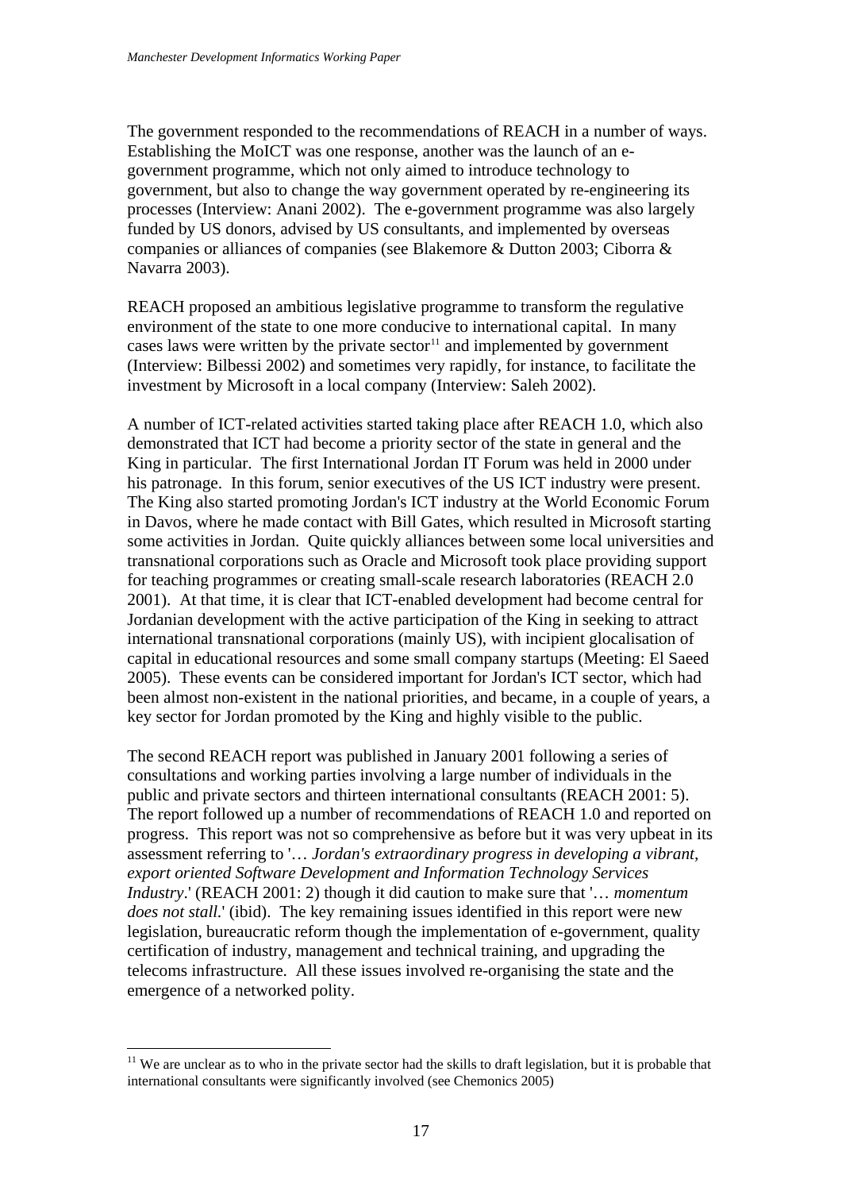The government responded to the recommendations of REACH in a number of ways. Establishing the MoICT was one response, another was the launch of an e-government programme, which not only aimed to introduce technology to government, but also to change the way government operated by re-engineering its processes (Interview: Anani 2002). The e-government programme was also largely funded by US donors, advised by US consultants, and implemented by overseas companies or alliances of companies (see Blakemore & Dutton 2003; Ciborra & Navarra 2003).

REACH proposed an ambitious legislative programme to transform the regulative environment of the state to one more conducive to international capital. In many cases laws were written by the private sector[11] and implemented by government (Interview: Bilbessi 2002) and sometimes very rapidly, for instance, to facilitate the investment by Microsoft in a local company (Interview: Saleh 2002).

A number of ICT-related activities started taking place after REACH 1.0, which also demonstrated that ICT had become a priority sector of the state in general and the King in particular. The first International Jordan IT Forum was held in 2000 under his patronage. In this forum, senior executives of the US ICT industry were present. The King also started promoting Jordan's ICT industry at the World Economic Forum in Davos, where he made contact with Bill Gates, which resulted in Microsoft starting some activities in Jordan. Quite quickly alliances between some local universities and transnational corporations such as Oracle and Microsoft took place providing support for teaching programmes or creating small-scale research laboratories (REACH 2.0 2001). At that time, it is clear that ICT-enabled development had become central for Jordanian development with the active participation of the King in seeking to attract international transnational corporations (mainly US), with incipient glocalisation of capital in educational resources and some small company startups (Meeting: El Saeed 2005). These events can be considered important for Jordan's ICT sector, which had been almost non-existent in the national priorities, and became, in a couple of years, a key sector for Jordan promoted by the King and highly visible to the public.

The second REACH report was published in January 2001 following a series of consultations and working parties involving a large number of individuals in the public and private sectors and thirteen international consultants (REACH 2001: 5). The report followed up a number of recommendations of REACH 1.0 and reported on progress. This report was not so comprehensive as before but it was very upbeat in its assessment referring to '… *Jordan's extraordinary progress in developing a vibrant, export oriented Software Development and Information Technology Services Industry*.' (REACH 2001: 2) though it did caution to make sure that '… *momentum does not stall.*' (ibid). The key remaining issues identified in this report were new legislation, bureaucratic reform though the implementation of e-government, quality certification of industry, management and technical training, and upgrading the telecoms infrastructure. All these issues involved re-organising the state and the emergence of a networked polity.

[11] We are unclear as to who in the private sector had the skills to draft legislation, but it is probable that international consultants were significantly involved (see Chemonics 2005)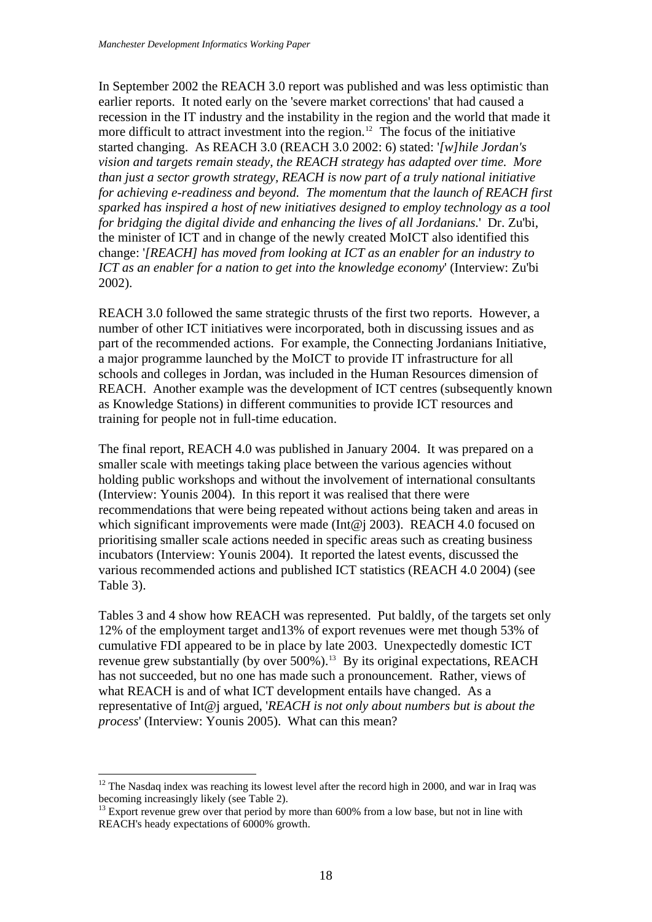In September 2002 the REACH 3.0 report was published and was less optimistic than earlier reports. It noted early on the 'severe market corrections' that had caused a recession in the IT industry and the instability in the region and the world that made it more difficult to attract investment into the region.[12] The focus of the initiative started changing. As REACH 3.0 (REACH 3.0 2002: 6) stated: '*[w]hile Jordan's vision and targets remain steady, the REACH strategy has adapted over time. More than just a sector growth strategy, REACH is now part of a truly national initiative for achieving e-readiness and beyond. The momentum that the launch of REACH first sparked has inspired a host of new initiatives designed to employ technology as a tool for bridging the digital divide and enhancing the lives of all Jordanians.*' Dr. Zu'bi, the minister of ICT and in change of the newly created MoICT also identified this change: '*[REACH] has moved from looking at ICT as an enabler for an industry to ICT as an enabler for a nation to get into the knowledge economy*' (Interview: Zu'bi 2002).

REACH 3.0 followed the same strategic thrusts of the first two reports. However, a number of other ICT initiatives were incorporated, both in discussing issues and as part of the recommended actions. For example, the Connecting Jordanians Initiative, a major programme launched by the MoICT to provide IT infrastructure for all schools and colleges in Jordan, was included in the Human Resources dimension of REACH. Another example was the development of ICT centres (subsequently known as Knowledge Stations) in different communities to provide ICT resources and training for people not in full-time education.

The final report, REACH 4.0 was published in January 2004. It was prepared on a smaller scale with meetings taking place between the various agencies without holding public workshops and without the involvement of international consultants (Interview: Younis 2004). In this report it was realised that there were recommendations that were being repeated without actions being taken and areas in which significant improvements were made (Int@j 2003). REACH 4.0 focused on prioritising smaller scale actions needed in specific areas such as creating business incubators (Interview: Younis 2004). It reported the latest events, discussed the various recommended actions and published ICT statistics (REACH 4.0 2004) (see Table 3).

Tables 3 and 4 show how REACH was represented. Put baldly, of the targets set only 12% of the employment target and13% of export revenues were met though 53% of cumulative FDI appeared to be in place by late 2003. Unexpectedly domestic ICT revenue grew substantially (by over 500%).[13] By its original expectations, REACH has not succeeded, but no one has made such a pronouncement. Rather, views of what REACH is and of what ICT development entails have changed. As a representative of Int@j argued, '*REACH is not only about numbers but is about the process*' (Interview: Younis 2005). What can this mean?

---

[12] The Nasdaq index was reaching its lowest level after the record high in 2000, and war in Iraq was becoming increasingly likely (see Table 2).

[13] Export revenue grew over that period by more than 600% from a low base, but not in line with REACH's heady expectations of 6000% growth.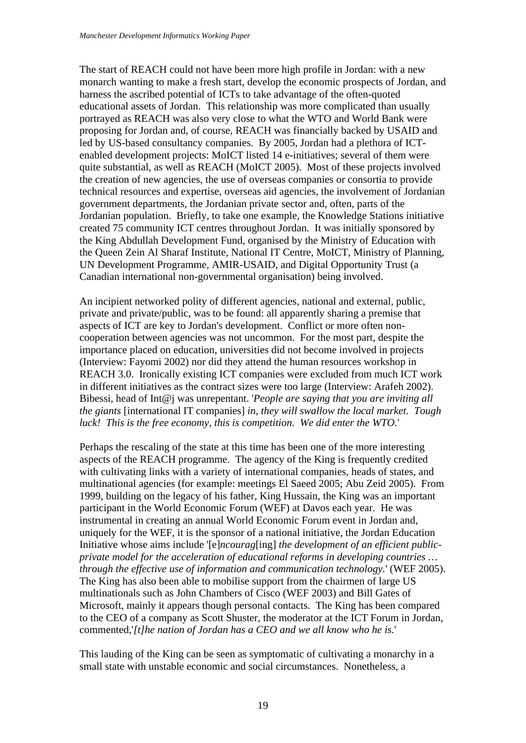The start of REACH could not have been more high profile in Jordan: with a new monarch wanting to make a fresh start, develop the economic prospects of Jordan, and harness the ascribed potential of ICTs to take advantage of the often-quoted educational assets of Jordan. This relationship was more complicated than usually portrayed as REACH was also very close to what the WTO and World Bank were proposing for Jordan and, of course, REACH was financially backed by USAID and led by US-based consultancy companies. By 2005, Jordan had a plethora of ICT-enabled development projects: MoICT listed 14 e-initiatives; several of them were quite substantial, as well as REACH (MoICT 2005). Most of these projects involved the creation of new agencies, the use of overseas companies or consortia to provide technical resources and expertise, overseas aid agencies, the involvement of Jordanian government departments, the Jordanian private sector and, often, parts of the Jordanian population. Briefly, to take one example, the Knowledge Stations initiative created 75 community ICT centres throughout Jordan. It was initially sponsored by the King Abdullah Development Fund, organised by the Ministry of Education with the Queen Zein Al Sharaf Institute, National IT Centre, MoICT, Ministry of Planning, UN Development Programme, AMIR-USAID, and Digital Opportunity Trust (a Canadian international non-governmental organisation) being involved.

An incipient networked polity of different agencies, national and external, public, private and private/public, was to be found: all apparently sharing a premise that aspects of ICT are key to Jordan's development. Conflict or more often non-cooperation between agencies was not uncommon. For the most part, despite the importance placed on education, universities did not become involved in projects (Interview: Fayomi 2002) nor did they attend the human resources workshop in REACH 3.0. Ironically existing ICT companies were excluded from much ICT work in different initiatives as the contract sizes were too large (Interview: Arafeh 2002). Bibessi, head of Int@j was unrepentant. '*People are saying that you are inviting all the giants* [international IT companies] *in, they will swallow the local market. Tough luck! This is the free economy, this is competition. We did enter the WTO*.'

Perhaps the rescaling of the state at this time has been one of the more interesting aspects of the REACH programme. The agency of the King is frequently credited with cultivating links with a variety of international companies, heads of states, and multinational agencies (for example: meetings El Saeed 2005; Abu Zeid 2005). From 1999, building on the legacy of his father, King Hussain, the King was an important participant in the World Economic Forum (WEF) at Davos each year. He was instrumental in creating an annual World Economic Forum event in Jordan and, uniquely for the WEF, it is the sponsor of a national initiative, the Jordan Education Initiative whose aims include '[e]*ncourag*[ing] *the development of an efficient public-private model for the acceleration of educational reforms in developing countries … through the effective use of information and communication technology*.' (WEF 2005). The King has also been able to mobilise support from the chairmen of large US multinationals such as John Chambers of Cisco (WEF 2003) and Bill Gates of Microsoft, mainly it appears though personal contacts. The King has been compared to the CEO of a company as Scott Shuster, the moderator at the ICT Forum in Jordan, commented,'*[t]he nation of Jordan has a CEO and we all know who he is*.'

This lauding of the King can be seen as symptomatic of cultivating a monarchy in a small state with unstable economic and social circumstances. Nonetheless, a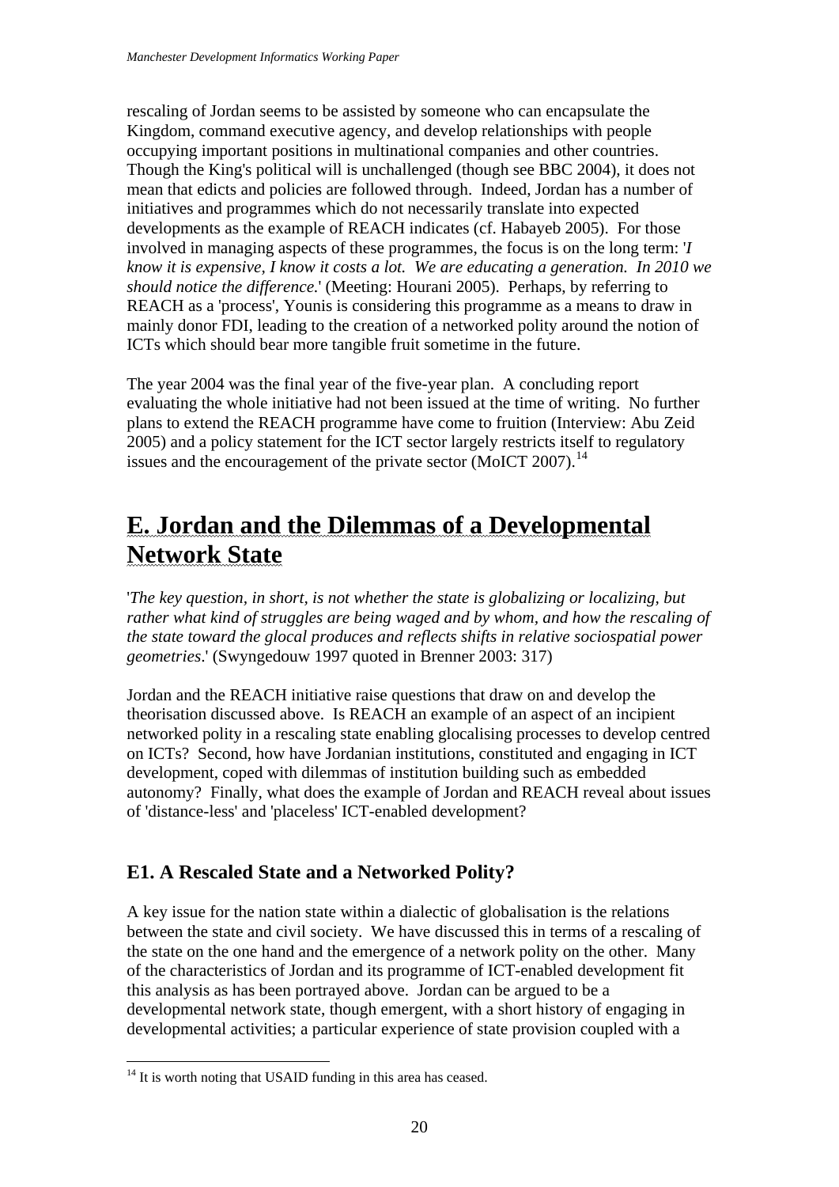rescaling of Jordan seems to be assisted by someone who can encapsulate the Kingdom, command executive agency, and develop relationships with people occupying important positions in multinational companies and other countries. Though the King's political will is unchallenged (though see BBC 2004), it does not mean that edicts and policies are followed through. Indeed, Jordan has a number of initiatives and programmes which do not necessarily translate into expected developments as the example of REACH indicates (cf. Habayeb 2005). For those involved in managing aspects of these programmes, the focus is on the long term: '*I know it is expensive, I know it costs a lot. We are educating a generation. In 2010 we should notice the difference.*' (Meeting: Hourani 2005). Perhaps, by referring to REACH as a 'process', Younis is considering this programme as a means to draw in mainly donor FDI, leading to the creation of a networked polity around the notion of ICTs which should bear more tangible fruit sometime in the future.

The year 2004 was the final year of the five-year plan. A concluding report evaluating the whole initiative had not been issued at the time of writing. No further plans to extend the REACH programme have come to fruition (Interview: Abu Zeid 2005) and a policy statement for the ICT sector largely restricts itself to regulatory issues and the encouragement of the private sector (MoICT 2007).[14]

# E. Jordan and the Dilemmas of a Developmental Network State

'*The key question, in short, is not whether the state is globalizing or localizing, but rather what kind of struggles are being waged and by whom, and how the rescaling of the state toward the glocal produces and reflects shifts in relative sociospatial power geometries*.' (Swyngedouw 1997 quoted in Brenner 2003: 317)

Jordan and the REACH initiative raise questions that draw on and develop the theorisation discussed above. Is REACH an example of an aspect of an incipient networked polity in a rescaling state enabling glocalising processes to develop centred on ICTs? Second, how have Jordanian institutions, constituted and engaging in ICT development, coped with dilemmas of institution building such as embedded autonomy? Finally, what does the example of Jordan and REACH reveal about issues of 'distance-less' and 'placeless' ICT-enabled development?

## E1. A Rescaled State and a Networked Polity?

A key issue for the nation state within a dialectic of globalisation is the relations between the state and civil society. We have discussed this in terms of a rescaling of the state on the one hand and the emergence of a network polity on the other. Many of the characteristics of Jordan and its programme of ICT-enabled development fit this analysis as has been portrayed above. Jordan can be argued to be a developmental network state, though emergent, with a short history of engaging in developmental activities; a particular experience of state provision coupled with a

[14] It is worth noting that USAID funding in this area has ceased.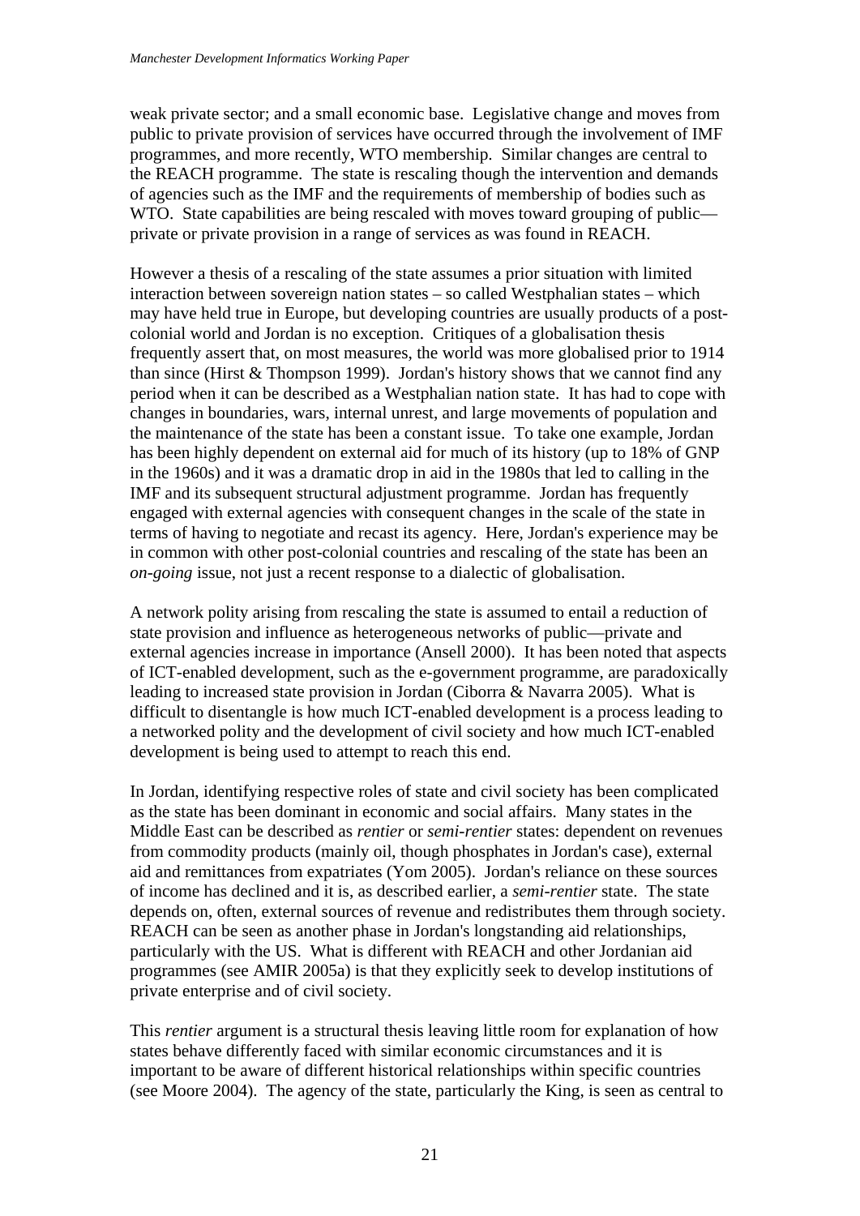weak private sector; and a small economic base. Legislative change and moves from public to private provision of services have occurred through the involvement of IMF programmes, and more recently, WTO membership. Similar changes are central to the REACH programme. The state is rescaling though the intervention and demands of agencies such as the IMF and the requirements of membership of bodies such as WTO. State capabilities are being rescaled with moves toward grouping of public—private or private provision in a range of services as was found in REACH.

However a thesis of a rescaling of the state assumes a prior situation with limited interaction between sovereign nation states – so called Westphalian states – which may have held true in Europe, but developing countries are usually products of a post-colonial world and Jordan is no exception. Critiques of a globalisation thesis frequently assert that, on most measures, the world was more globalised prior to 1914 than since (Hirst & Thompson 1999). Jordan's history shows that we cannot find any period when it can be described as a Westphalian nation state. It has had to cope with changes in boundaries, wars, internal unrest, and large movements of population and the maintenance of the state has been a constant issue. To take one example, Jordan has been highly dependent on external aid for much of its history (up to 18% of GNP in the 1960s) and it was a dramatic drop in aid in the 1980s that led to calling in the IMF and its subsequent structural adjustment programme. Jordan has frequently engaged with external agencies with consequent changes in the scale of the state in terms of having to negotiate and recast its agency. Here, Jordan's experience may be in common with other post-colonial countries and rescaling of the state has been an *on-going* issue, not just a recent response to a dialectic of globalisation.

A network polity arising from rescaling the state is assumed to entail a reduction of state provision and influence as heterogeneous networks of public—private and external agencies increase in importance (Ansell 2000). It has been noted that aspects of ICT-enabled development, such as the e-government programme, are paradoxically leading to increased state provision in Jordan (Ciborra & Navarra 2005). What is difficult to disentangle is how much ICT-enabled development is a process leading to a networked polity and the development of civil society and how much ICT-enabled development is being used to attempt to reach this end.

In Jordan, identifying respective roles of state and civil society has been complicated as the state has been dominant in economic and social affairs. Many states in the Middle East can be described as *rentier* or *semi-rentier* states: dependent on revenues from commodity products (mainly oil, though phosphates in Jordan's case), external aid and remittances from expatriates (Yom 2005). Jordan's reliance on these sources of income has declined and it is, as described earlier, a *semi-rentier* state. The state depends on, often, external sources of revenue and redistributes them through society. REACH can be seen as another phase in Jordan's longstanding aid relationships, particularly with the US. What is different with REACH and other Jordanian aid programmes (see AMIR 2005a) is that they explicitly seek to develop institutions of private enterprise and of civil society.

This *rentier* argument is a structural thesis leaving little room for explanation of how states behave differently faced with similar economic circumstances and it is important to be aware of different historical relationships within specific countries (see Moore 2004). The agency of the state, particularly the King, is seen as central to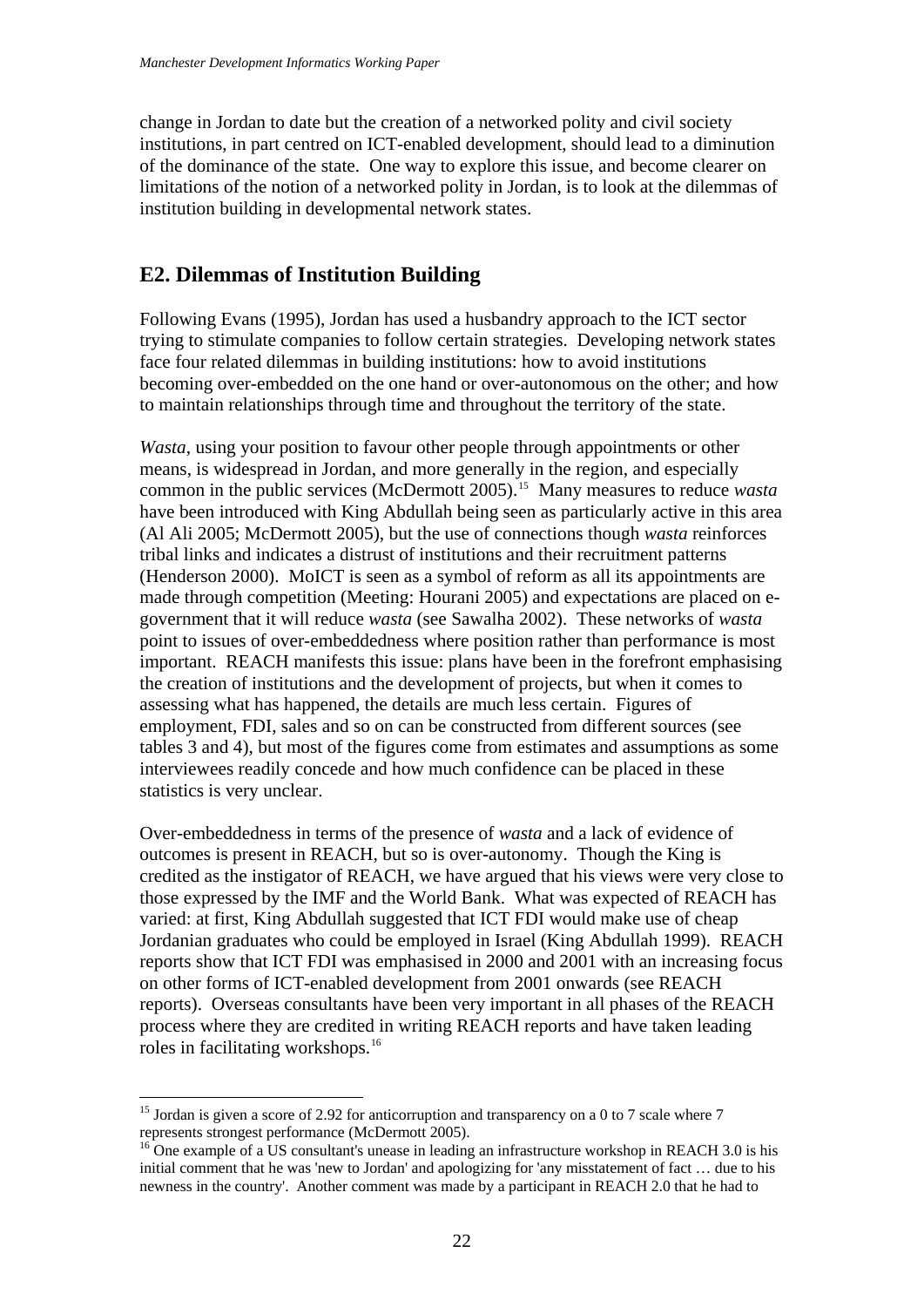change in Jordan to date but the creation of a networked polity and civil society institutions, in part centred on ICT-enabled development, should lead to a diminution of the dominance of the state. One way to explore this issue, and become clearer on limitations of the notion of a networked polity in Jordan, is to look at the dilemmas of institution building in developmental network states.

## E2. Dilemmas of Institution Building

Following Evans (1995), Jordan has used a husbandry approach to the ICT sector trying to stimulate companies to follow certain strategies. Developing network states face four related dilemmas in building institutions: how to avoid institutions becoming over-embedded on the one hand or over-autonomous on the other; and how to maintain relationships through time and throughout the territory of the state.

*Wasta*, using your position to favour other people through appointments or other means, is widespread in Jordan, and more generally in the region, and especially common in the public services (McDermott 2005).[15] Many measures to reduce *wasta* have been introduced with King Abdullah being seen as particularly active in this area (Al Ali 2005; McDermott 2005), but the use of connections though *wasta* reinforces tribal links and indicates a distrust of institutions and their recruitment patterns (Henderson 2000). MoICT is seen as a symbol of reform as all its appointments are made through competition (Meeting: Hourani 2005) and expectations are placed on e-government that it will reduce *wasta* (see Sawalha 2002). These networks of *wasta* point to issues of over-embeddedness where position rather than performance is most important. REACH manifests this issue: plans have been in the forefront emphasising the creation of institutions and the development of projects, but when it comes to assessing what has happened, the details are much less certain. Figures of employment, FDI, sales and so on can be constructed from different sources (see tables 3 and 4), but most of the figures come from estimates and assumptions as some interviewees readily concede and how much confidence can be placed in these statistics is very unclear.

Over-embeddedness in terms of the presence of *wasta* and a lack of evidence of outcomes is present in REACH, but so is over-autonomy. Though the King is credited as the instigator of REACH, we have argued that his views were very close to those expressed by the IMF and the World Bank. What was expected of REACH has varied: at first, King Abdullah suggested that ICT FDI would make use of cheap Jordanian graduates who could be employed in Israel (King Abdullah 1999). REACH reports show that ICT FDI was emphasised in 2000 and 2001 with an increasing focus on other forms of ICT-enabled development from 2001 onwards (see REACH reports). Overseas consultants have been very important in all phases of the REACH process where they are credited in writing REACH reports and have taken leading roles in facilitating workshops.[16]

---

[15] Jordan is given a score of 2.92 for anticorruption and transparency on a 0 to 7 scale where 7 represents strongest performance (McDermott 2005).

[16] One example of a US consultant's unease in leading an infrastructure workshop in REACH 3.0 is his initial comment that he was 'new to Jordan' and apologizing for 'any misstatement of fact … due to his newness in the country'. Another comment was made by a participant in REACH 2.0 that he had to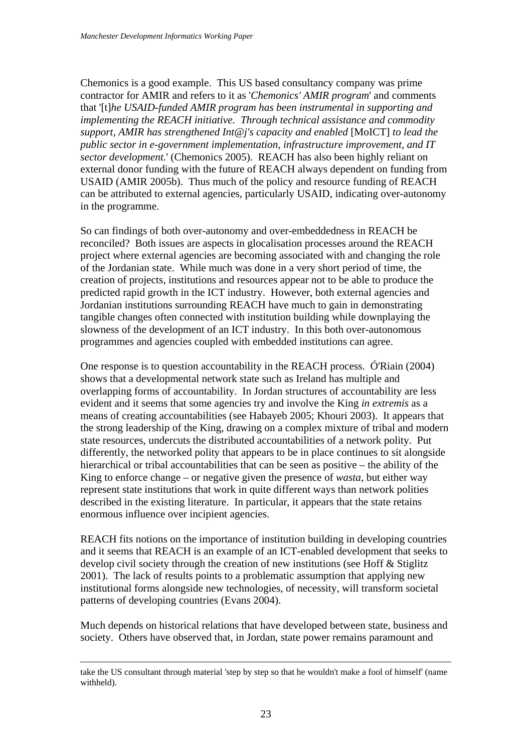Chemonics is a good example. This US based consultancy company was prime contractor for AMIR and refers to it as '*Chemonics' AMIR program*' and comments that '[t]*he USAID-funded AMIR program has been instrumental in supporting and implementing the REACH initiative. Through technical assistance and commodity support, AMIR has strengthened Int@j's capacity and enabled* [MoICT] *to lead the public sector in e-government implementation, infrastructure improvement, and IT sector development*.' (Chemonics 2005). REACH has also been highly reliant on external donor funding with the future of REACH always dependent on funding from USAID (AMIR 2005b). Thus much of the policy and resource funding of REACH can be attributed to external agencies, particularly USAID, indicating over-autonomy in the programme.

So can findings of both over-autonomy and over-embeddedness in REACH be reconciled? Both issues are aspects in glocalisation processes around the REACH project where external agencies are becoming associated with and changing the role of the Jordanian state. While much was done in a very short period of time, the creation of projects, institutions and resources appear not to be able to produce the predicted rapid growth in the ICT industry. However, both external agencies and Jordanian institutions surrounding REACH have much to gain in demonstrating tangible changes often connected with institution building while downplaying the slowness of the development of an ICT industry. In this both over-autonomous programmes and agencies coupled with embedded institutions can agree.

One response is to question accountability in the REACH process. Ó'Riain (2004) shows that a developmental network state such as Ireland has multiple and overlapping forms of accountability. In Jordan structures of accountability are less evident and it seems that some agencies try and involve the King *in extremis* as a means of creating accountabilities (see Habayeb 2005; Khouri 2003). It appears that the strong leadership of the King, drawing on a complex mixture of tribal and modern state resources, undercuts the distributed accountabilities of a network polity. Put differently, the networked polity that appears to be in place continues to sit alongside hierarchical or tribal accountabilities that can be seen as positive – the ability of the King to enforce change – or negative given the presence of *wasta*, but either way represent state institutions that work in quite different ways than network polities described in the existing literature. In particular, it appears that the state retains enormous influence over incipient agencies.

REACH fits notions on the importance of institution building in developing countries and it seems that REACH is an example of an ICT-enabled development that seeks to develop civil society through the creation of new institutions (see Hoff & Stiglitz 2001). The lack of results points to a problematic assumption that applying new institutional forms alongside new technologies, of necessity, will transform societal patterns of developing countries (Evans 2004).

Much depends on historical relations that have developed between state, business and society. Others have observed that, in Jordan, state power remains paramount and

---

take the US consultant through material 'step by step so that he wouldn't make a fool of himself' (name withheld).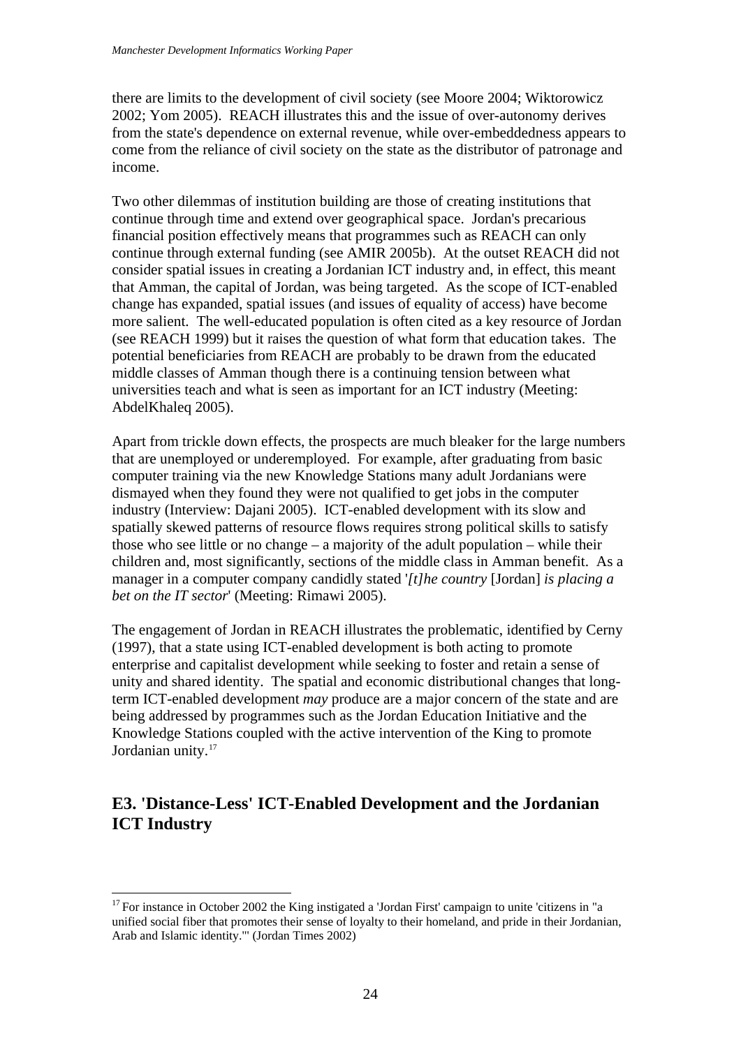there are limits to the development of civil society (see Moore 2004; Wiktorowicz 2002; Yom 2005). REACH illustrates this and the issue of over-autonomy derives from the state's dependence on external revenue, while over-embeddedness appears to come from the reliance of civil society on the state as the distributor of patronage and income.

Two other dilemmas of institution building are those of creating institutions that continue through time and extend over geographical space. Jordan's precarious financial position effectively means that programmes such as REACH can only continue through external funding (see AMIR 2005b). At the outset REACH did not consider spatial issues in creating a Jordanian ICT industry and, in effect, this meant that Amman, the capital of Jordan, was being targeted. As the scope of ICT-enabled change has expanded, spatial issues (and issues of equality of access) have become more salient. The well-educated population is often cited as a key resource of Jordan (see REACH 1999) but it raises the question of what form that education takes. The potential beneficiaries from REACH are probably to be drawn from the educated middle classes of Amman though there is a continuing tension between what universities teach and what is seen as important for an ICT industry (Meeting: AbdelKhaleq 2005).

Apart from trickle down effects, the prospects are much bleaker for the large numbers that are unemployed or underemployed. For example, after graduating from basic computer training via the new Knowledge Stations many adult Jordanians were dismayed when they found they were not qualified to get jobs in the computer industry (Interview: Dajani 2005). ICT-enabled development with its slow and spatially skewed patterns of resource flows requires strong political skills to satisfy those who see little or no change – a majority of the adult population – while their children and, most significantly, sections of the middle class in Amman benefit. As a manager in a computer company candidly stated '*[t]he country* [Jordan] *is placing a bet on the IT sector*' (Meeting: Rimawi 2005).

The engagement of Jordan in REACH illustrates the problematic, identified by Cerny (1997), that a state using ICT-enabled development is both acting to promote enterprise and capitalist development while seeking to foster and retain a sense of unity and shared identity. The spatial and economic distributional changes that long-term ICT-enabled development *may* produce are a major concern of the state and are being addressed by programmes such as the Jordan Education Initiative and the Knowledge Stations coupled with the active intervention of the King to promote Jordanian unity.[17]

## E3. 'Distance-Less' ICT-Enabled Development and the Jordanian ICT Industry

---

[17] For instance in October 2002 the King instigated a 'Jordan First' campaign to unite 'citizens in "a unified social fiber that promotes their sense of loyalty to their homeland, and pride in their Jordanian, Arab and Islamic identity."' (Jordan Times 2002)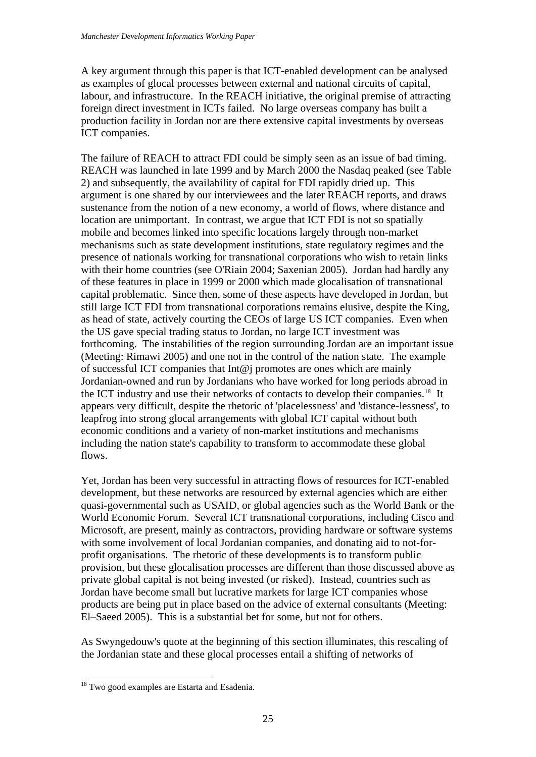A key argument through this paper is that ICT-enabled development can be analysed as examples of glocal processes between external and national circuits of capital, labour, and infrastructure. In the REACH initiative, the original premise of attracting foreign direct investment in ICTs failed. No large overseas company has built a production facility in Jordan nor are there extensive capital investments by overseas ICT companies.

The failure of REACH to attract FDI could be simply seen as an issue of bad timing. REACH was launched in late 1999 and by March 2000 the Nasdaq peaked (see Table 2) and subsequently, the availability of capital for FDI rapidly dried up. This argument is one shared by our interviewees and the later REACH reports, and draws sustenance from the notion of a new economy, a world of flows, where distance and location are unimportant. In contrast, we argue that ICT FDI is not so spatially mobile and becomes linked into specific locations largely through non-market mechanisms such as state development institutions, state regulatory regimes and the presence of nationals working for transnational corporations who wish to retain links with their home countries (see O'Riain 2004; Saxenian 2005). Jordan had hardly any of these features in place in 1999 or 2000 which made glocalisation of transnational capital problematic. Since then, some of these aspects have developed in Jordan, but still large ICT FDI from transnational corporations remains elusive, despite the King, as head of state, actively courting the CEOs of large US ICT companies. Even when the US gave special trading status to Jordan, no large ICT investment was forthcoming. The instabilities of the region surrounding Jordan are an important issue (Meeting: Rimawi 2005) and one not in the control of the nation state. The example of successful ICT companies that Int@j promotes are ones which are mainly Jordanian-owned and run by Jordanians who have worked for long periods abroad in the ICT industry and use their networks of contacts to develop their companies.[18] It appears very difficult, despite the rhetoric of 'placelessness' and 'distance-lessness', to leapfrog into strong glocal arrangements with global ICT capital without both economic conditions and a variety of non-market institutions and mechanisms including the nation state's capability to transform to accommodate these global flows.

Yet, Jordan has been very successful in attracting flows of resources for ICT-enabled development, but these networks are resourced by external agencies which are either quasi-governmental such as USAID, or global agencies such as the World Bank or the World Economic Forum. Several ICT transnational corporations, including Cisco and Microsoft, are present, mainly as contractors, providing hardware or software systems with some involvement of local Jordanian companies, and donating aid to not-for-profit organisations. The rhetoric of these developments is to transform public provision, but these glocalisation processes are different than those discussed above as private global capital is not being invested (or risked). Instead, countries such as Jordan have become small but lucrative markets for large ICT companies whose products are being put in place based on the advice of external consultants (Meeting: El–Saeed 2005). This is a substantial bet for some, but not for others.

As Swyngedouw's quote at the beginning of this section illuminates, this rescaling of the Jordanian state and these glocal processes entail a shifting of networks of

---

[18] Two good examples are Estarta and Esadenia.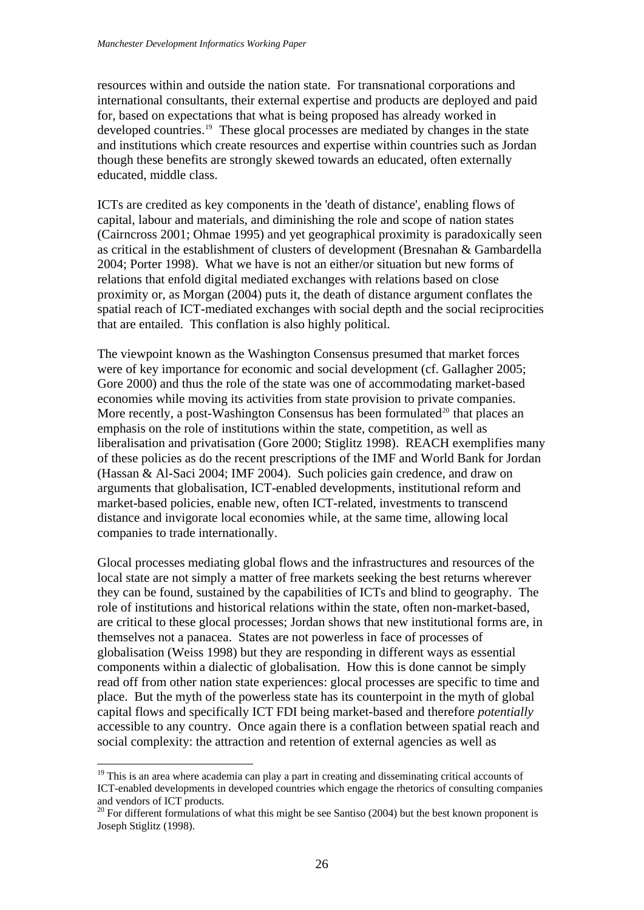resources within and outside the nation state. For transnational corporations and international consultants, their external expertise and products are deployed and paid for, based on expectations that what is being proposed has already worked in developed countries.[19] These glocal processes are mediated by changes in the state and institutions which create resources and expertise within countries such as Jordan though these benefits are strongly skewed towards an educated, often externally educated, middle class.

ICTs are credited as key components in the 'death of distance', enabling flows of capital, labour and materials, and diminishing the role and scope of nation states (Cairncross 2001; Ohmae 1995) and yet geographical proximity is paradoxically seen as critical in the establishment of clusters of development (Bresnahan & Gambardella 2004; Porter 1998). What we have is not an either/or situation but new forms of relations that enfold digital mediated exchanges with relations based on close proximity or, as Morgan (2004) puts it, the death of distance argument conflates the spatial reach of ICT-mediated exchanges with social depth and the social reciprocities that are entailed. This conflation is also highly political.

The viewpoint known as the Washington Consensus presumed that market forces were of key importance for economic and social development (cf. Gallagher 2005; Gore 2000) and thus the role of the state was one of accommodating market-based economies while moving its activities from state provision to private companies. More recently, a post-Washington Consensus has been formulated[20] that places an emphasis on the role of institutions within the state, competition, as well as liberalisation and privatisation (Gore 2000; Stiglitz 1998). REACH exemplifies many of these policies as do the recent prescriptions of the IMF and World Bank for Jordan (Hassan & Al-Saci 2004; IMF 2004). Such policies gain credence, and draw on arguments that globalisation, ICT-enabled developments, institutional reform and market-based policies, enable new, often ICT-related, investments to transcend distance and invigorate local economies while, at the same time, allowing local companies to trade internationally.

Glocal processes mediating global flows and the infrastructures and resources of the local state are not simply a matter of free markets seeking the best returns wherever they can be found, sustained by the capabilities of ICTs and blind to geography. The role of institutions and historical relations within the state, often non-market-based, are critical to these glocal processes; Jordan shows that new institutional forms are, in themselves not a panacea. States are not powerless in face of processes of globalisation (Weiss 1998) but they are responding in different ways as essential components within a dialectic of globalisation. How this is done cannot be simply read off from other nation state experiences: glocal processes are specific to time and place. But the myth of the powerless state has its counterpoint in the myth of global capital flows and specifically ICT FDI being market-based and therefore *potentially* accessible to any country. Once again there is a conflation between spatial reach and social complexity: the attraction and retention of external agencies as well as

[19] This is an area where academia can play a part in creating and disseminating critical accounts of ICT-enabled developments in developed countries which engage the rhetorics of consulting companies and vendors of ICT products.

[20] For different formulations of what this might be see Santiso (2004) but the best known proponent is Joseph Stiglitz (1998).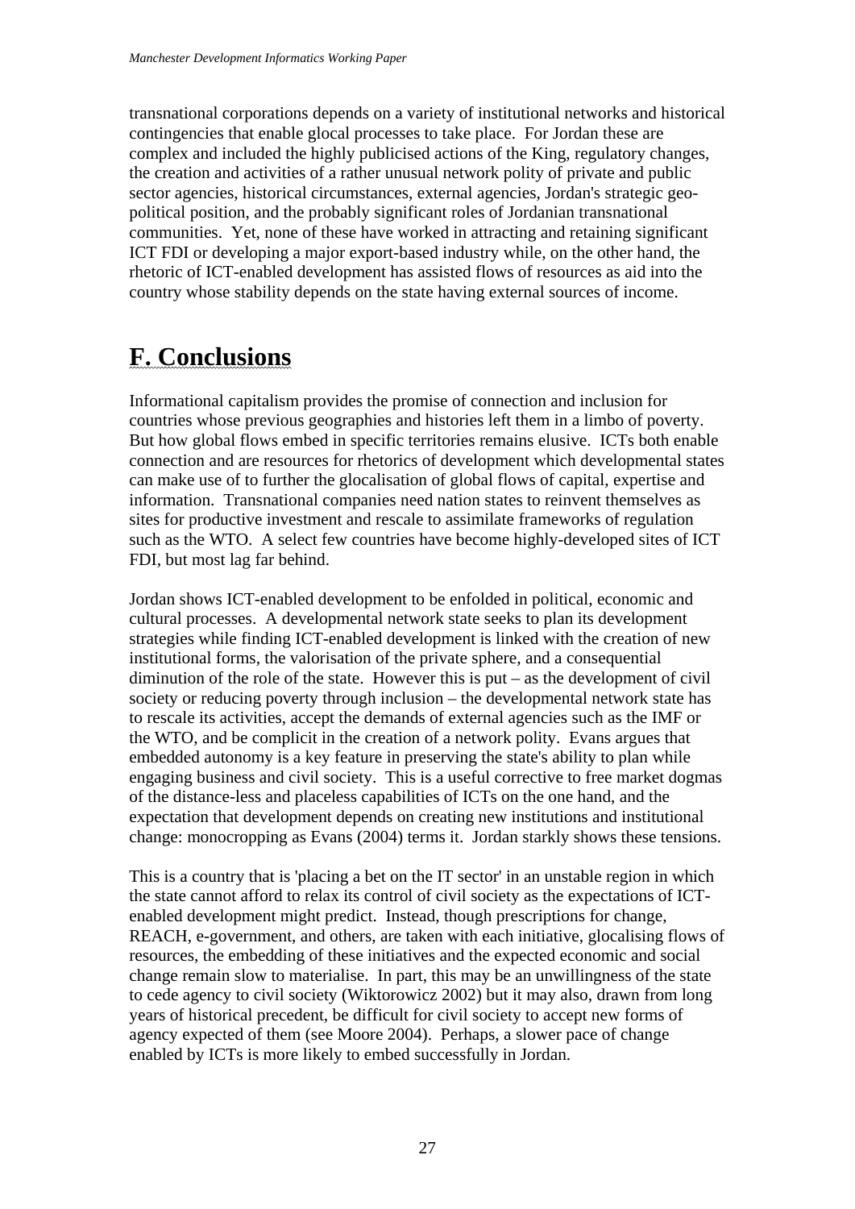transnational corporations depends on a variety of institutional networks and historical contingencies that enable glocal processes to take place. For Jordan these are complex and included the highly publicised actions of the King, regulatory changes, the creation and activities of a rather unusual network polity of private and public sector agencies, historical circumstances, external agencies, Jordan's strategic geo-political position, and the probably significant roles of Jordanian transnational communities. Yet, none of these have worked in attracting and retaining significant ICT FDI or developing a major export-based industry while, on the other hand, the rhetoric of ICT-enabled development has assisted flows of resources as aid into the country whose stability depends on the state having external sources of income.

# F. Conclusions

Informational capitalism provides the promise of connection and inclusion for countries whose previous geographies and histories left them in a limbo of poverty. But how global flows embed in specific territories remains elusive. ICTs both enable connection and are resources for rhetorics of development which developmental states can make use of to further the glocalisation of global flows of capital, expertise and information. Transnational companies need nation states to reinvent themselves as sites for productive investment and rescale to assimilate frameworks of regulation such as the WTO. A select few countries have become highly-developed sites of ICT FDI, but most lag far behind.

Jordan shows ICT-enabled development to be enfolded in political, economic and cultural processes. A developmental network state seeks to plan its development strategies while finding ICT-enabled development is linked with the creation of new institutional forms, the valorisation of the private sphere, and a consequential diminution of the role of the state. However this is put – as the development of civil society or reducing poverty through inclusion – the developmental network state has to rescale its activities, accept the demands of external agencies such as the IMF or the WTO, and be complicit in the creation of a network polity. Evans argues that embedded autonomy is a key feature in preserving the state's ability to plan while engaging business and civil society. This is a useful corrective to free market dogmas of the distance-less and placeless capabilities of ICTs on the one hand, and the expectation that development depends on creating new institutions and institutional change: monocropping as Evans (2004) terms it. Jordan starkly shows these tensions.

This is a country that is 'placing a bet on the IT sector' in an unstable region in which the state cannot afford to relax its control of civil society as the expectations of ICT-enabled development might predict. Instead, though prescriptions for change, REACH, e-government, and others, are taken with each initiative, glocalising flows of resources, the embedding of these initiatives and the expected economic and social change remain slow to materialise. In part, this may be an unwillingness of the state to cede agency to civil society (Wiktorowicz 2002) but it may also, drawn from long years of historical precedent, be difficult for civil society to accept new forms of agency expected of them (see Moore 2004). Perhaps, a slower pace of change enabled by ICTs is more likely to embed successfully in Jordan.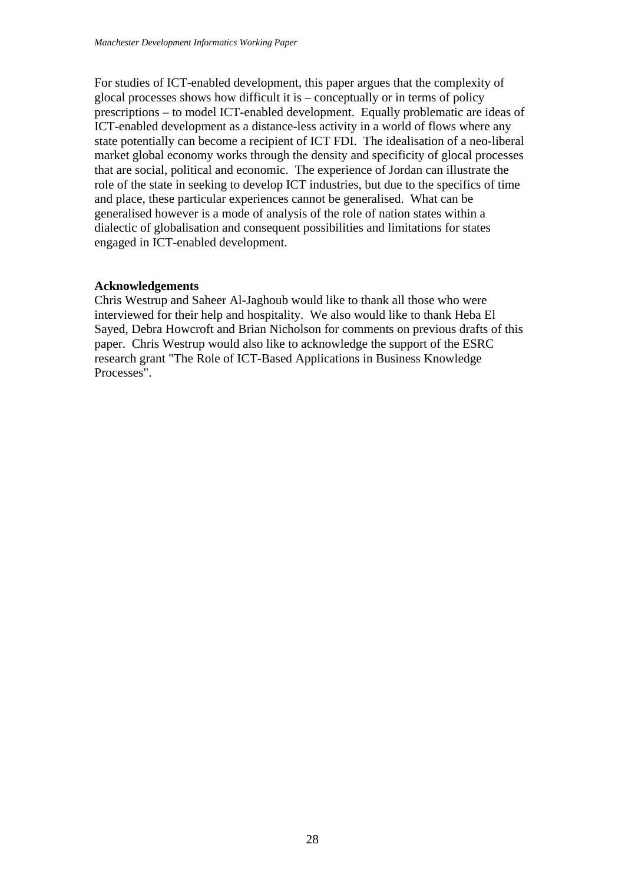For studies of ICT-enabled development, this paper argues that the complexity of glocal processes shows how difficult it is – conceptually or in terms of policy prescriptions – to model ICT-enabled development. Equally problematic are ideas of ICT-enabled development as a distance-less activity in a world of flows where any state potentially can become a recipient of ICT FDI. The idealisation of a neo-liberal market global economy works through the density and specificity of glocal processes that are social, political and economic. The experience of Jordan can illustrate the role of the state in seeking to develop ICT industries, but due to the specifics of time and place, these particular experiences cannot be generalised. What can be generalised however is a mode of analysis of the role of nation states within a dialectic of globalisation and consequent possibilities and limitations for states engaged in ICT-enabled development.

**Acknowledgements**

Chris Westrup and Saheer Al-Jaghoub would like to thank all those who were interviewed for their help and hospitality. We also would like to thank Heba El Sayed, Debra Howcroft and Brian Nicholson for comments on previous drafts of this paper. Chris Westrup would also like to acknowledge the support of the ESRC research grant "The Role of ICT-Based Applications in Business Knowledge Processes".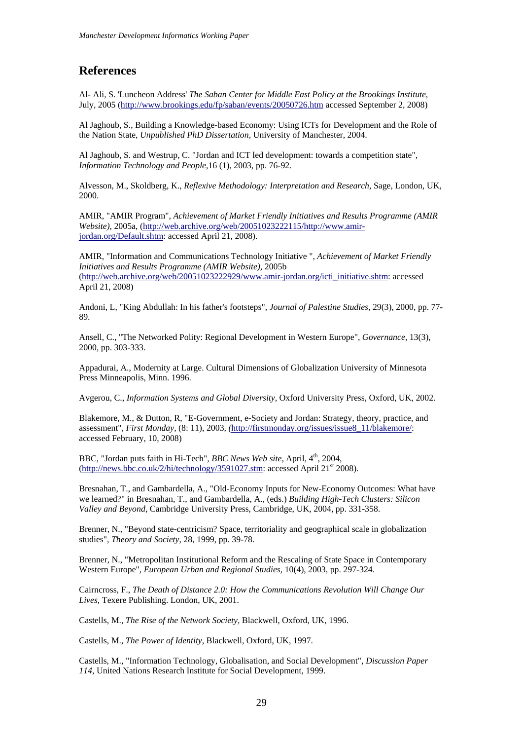## References

Al- Ali, S. 'Luncheon Address' *The Saban Center for Middle East Policy at the Brookings Institute*, July, 2005 (http://www.brookings.edu/fp/saban/events/20050726.htm accessed September 2, 2008)

Al Jaghoub, S., Building a Knowledge-based Economy: Using ICTs for Development and the Role of the Nation State, *Unpublished PhD Dissertation,* University of Manchester, 2004.

Al Jaghoub, S. and Westrup, C. "Jordan and ICT led development: towards a competition state", *Information Technology and People,*16 (1), 2003, pp. 76-92.

Alvesson, M., Skoldberg, K., *Reflexive Methodology: Interpretation and Research,* Sage, London, UK, 2000.

AMIR, "AMIR Program", *Achievement of Market Friendly Initiatives and Results Programme (AMIR Website),* 2005a, (http://web.archive.org/web/20051023222115/http://www.amir-jordan.org/Default.shtm: accessed April 21, 2008).

AMIR, "Information and Communications Technology Initiative ", *Achievement of Market Friendly Initiatives and Results Programme (AMIR Website),* 2005b (http://web.archive.org/web/20051023222929/www.amir-jordan.org/icti_initiative.shtm: accessed April 21, 2008)

Andoni, L, "King Abdullah: In his father's footsteps", *Journal of Palestine Studies,* 29(3), 2000, pp. 77-89.

Ansell, C., "The Networked Polity: Regional Development in Western Europe", *Governance,* 13(3), 2000, pp. 303-333.

Appadurai, A., Modernity at Large. Cultural Dimensions of Globalization University of Minnesota Press Minneapolis, Minn. 1996.

Avgerou, C., *Information Systems and Global Diversity,* Oxford University Press, Oxford, UK, 2002.

Blakemore, M., & Dutton, R, "E-Government, e-Society and Jordan: Strategy, theory, practice, and assessment", *First Monday,* (8: 11), 2003, *(*http://firstmonday.org/issues/issue8_11/blakemore/: accessed February, 10, 2008)

BBC, "Jordan puts faith in Hi-Tech", *BBC News Web site,* April, 4th, 2004, (http://news.bbc.co.uk/2/hi/technology/3591027.stm: accessed April 21st 2008).

Bresnahan, T., and Gambardella, A., "Old-Economy Inputs for New-Economy Outcomes: What have we learned?" in Bresnahan, T., and Gambardella, A., (eds.) *Building High-Tech Clusters: Silicon Valley and Beyond,* Cambridge University Press, Cambridge, UK, 2004, pp. 331-358.

Brenner, N., "Beyond state-centricism? Space, territoriality and geographical scale in globalization studies", *Theory and Society,* 28, 1999, pp. 39-78.

Brenner, N., "Metropolitan Institutional Reform and the Rescaling of State Space in Contemporary Western Europe", *European Urban and Regional Studies,* 10(4), 2003, pp. 297-324.

Cairncross, F., *The Death of Distance 2.0: How the Communications Revolution Will Change Our Lives,* Texere Publishing. London, UK, 2001.

Castells, M., *The Rise of the Network Society,* Blackwell, Oxford, UK, 1996.

Castells, M., *The Power of Identity,* Blackwell, Oxford, UK, 1997.

Castells, M., "Information Technology, Globalisation, and Social Development", *Discussion Paper 114*, United Nations Research Institute for Social Development, 1999.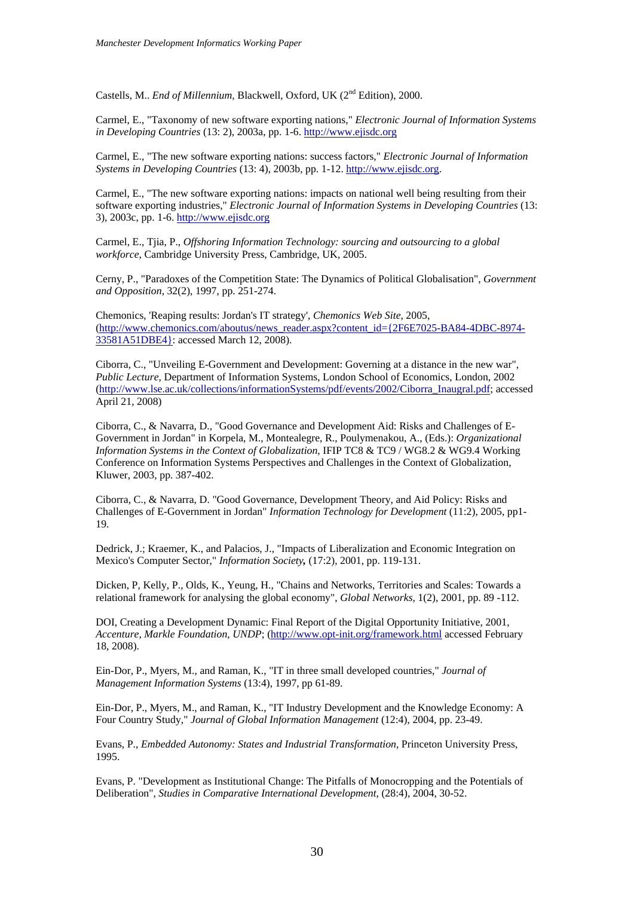Castells, M.. *End of Millennium,* Blackwell, Oxford, UK (2nd Edition), 2000.

Carmel, E., "Taxonomy of new software exporting nations," *Electronic Journal of Information Systems in Developing Countries* (13: 2), 2003a, pp. 1-6. http://www.ejisdc.org

Carmel, E., "The new software exporting nations: success factors," *Electronic Journal of Information Systems in Developing Countries* (13: 4), 2003b, pp. 1-12. http://www.ejisdc.org.

Carmel, E., "The new software exporting nations: impacts on national well being resulting from their software exporting industries," *Electronic Journal of Information Systems in Developing Countries* (13: 3), 2003c, pp. 1-6. http://www.ejisdc.org

Carmel, E., Tjia, P., *Offshoring Information Technology: sourcing and outsourcing to a global workforce,* Cambridge University Press, Cambridge, UK, 2005.

Cerny, P., "Paradoxes of the Competition State: The Dynamics of Political Globalisation", *Government and Opposition*, 32(2), 1997, pp. 251-274.

Chemonics, 'Reaping results: Jordan's IT strategy', *Chemonics Web Site,* 2005, (http://www.chemonics.com/aboutus/news_reader.aspx?content_id={2F6E7025-BA84-4DBC-8974-33581A51DBE4}: accessed March 12, 2008).

Ciborra, C., "Unveiling E-Government and Development: Governing at a distance in the new war", *Public Lecture,* Department of Information Systems, London School of Economics, London, 2002 (http://www.lse.ac.uk/collections/informationSystems/pdf/events/2002/Ciborra_Inaugral.pdf; accessed April 21, 2008)

Ciborra, C., & Navarra, D., "Good Governance and Development Aid: Risks and Challenges of E-Government in Jordan" in Korpela, M., Montealegre, R., Poulymenakou, A., (Eds.): *Organizational Information Systems in the Context of Globalization,* IFIP TC8 & TC9 / WG8.2 & WG9.4 Working Conference on Information Systems Perspectives and Challenges in the Context of Globalization, Kluwer, 2003, pp. 387-402.

Ciborra, C., & Navarra, D. "Good Governance, Development Theory, and Aid Policy: Risks and Challenges of E-Government in Jordan" *Information Technology for Development* (11:2), 2005, pp1-19.

Dedrick, J.; Kraemer, K., and Palacios, J., "Impacts of Liberalization and Economic Integration on Mexico's Computer Sector," *Information Society,* (17:2), 2001, pp. 119-131.

Dicken, P, Kelly, P., Olds, K., Yeung, H., "Chains and Networks, Territories and Scales: Towards a relational framework for analysing the global economy", *Global Networks,* 1(2), 2001, pp. 89 -112.

DOI, Creating a Development Dynamic: Final Report of the Digital Opportunity Initiative, 2001, *Accenture, Markle Foundation, UNDP*; (http://www.opt-init.org/framework.html accessed February 18, 2008).

Ein-Dor, P., Myers, M., and Raman, K., "IT in three small developed countries," *Journal of Management Information Systems* (13:4), 1997, pp 61-89.

Ein-Dor, P., Myers, M., and Raman, K., "IT Industry Development and the Knowledge Economy: A Four Country Study," *Journal of Global Information Management* (12:4), 2004, pp. 23-49.

Evans, P., *Embedded Autonomy: States and Industrial Transformation,* Princeton University Press, 1995.

Evans, P. "Development as Institutional Change: The Pitfalls of Monocropping and the Potentials of Deliberation", *Studies in Comparative International Development,* (28:4), 2004, 30-52.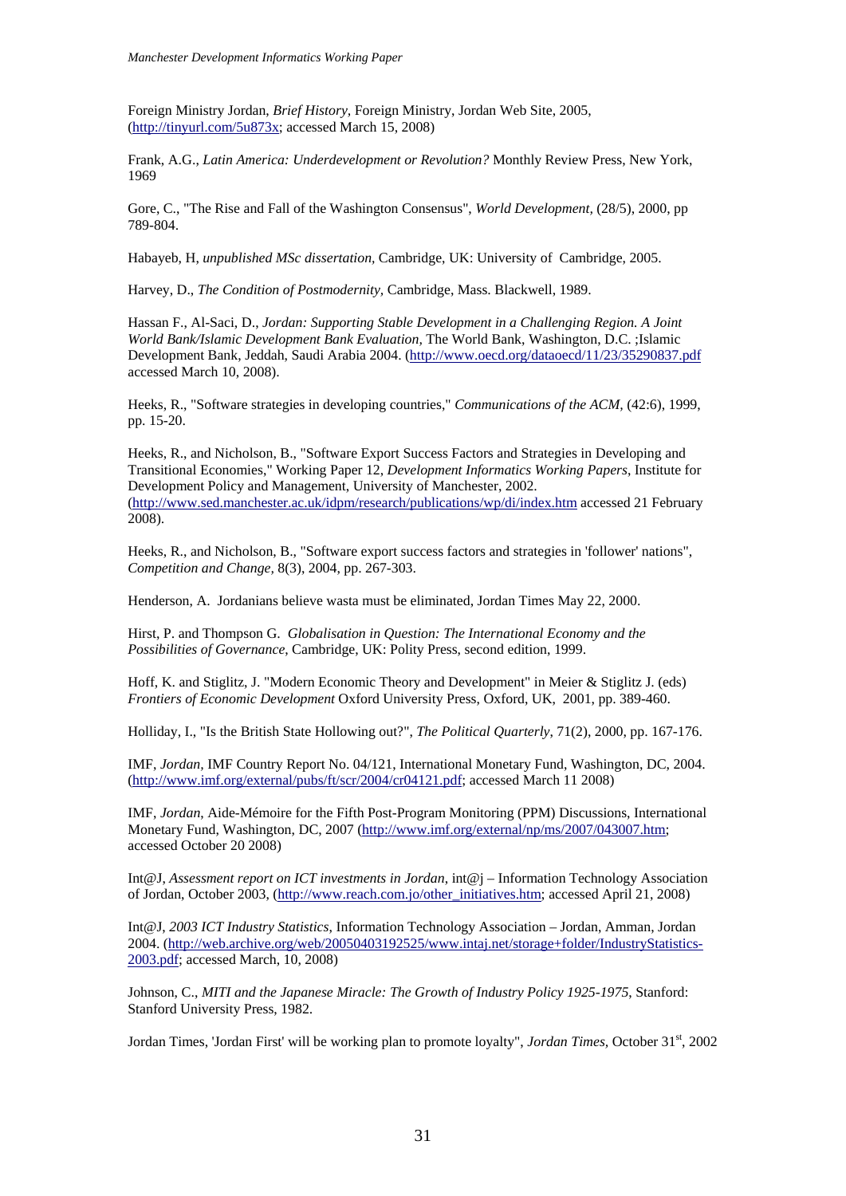Foreign Ministry Jordan, *Brief History,* Foreign Ministry, Jordan Web Site, 2005, (http://tinyurl.com/5u873x; accessed March 15, 2008)

Frank, A.G., *Latin America: Underdevelopment or Revolution?* Monthly Review Press, New York, 1969

Gore, C., "The Rise and Fall of the Washington Consensus", *World Development,* (28/5), 2000, pp 789-804.

Habayeb, H, *unpublished MSc dissertation*, Cambridge, UK: University of Cambridge, 2005.

Harvey, D., *The Condition of Postmodernity,* Cambridge, Mass. Blackwell, 1989.

Hassan F., Al-Saci, D., *Jordan: Supporting Stable Development in a Challenging Region. A Joint World Bank/Islamic Development Bank Evaluation,* The World Bank, Washington, D.C. ;Islamic Development Bank, Jeddah, Saudi Arabia 2004. (http://www.oecd.org/dataoecd/11/23/35290837.pdf accessed March 10, 2008).

Heeks, R., "Software strategies in developing countries," *Communications of the ACM,* (42:6), 1999, pp. 15-20.

Heeks, R., and Nicholson, B., "Software Export Success Factors and Strategies in Developing and Transitional Economies," Working Paper 12, *Development Informatics Working Papers*, Institute for Development Policy and Management, University of Manchester, 2002. (http://www.sed.manchester.ac.uk/idpm/research/publications/wp/di/index.htm accessed 21 February 2008).

Heeks, R., and Nicholson, B., "Software export success factors and strategies in 'follower' nations", *Competition and Change,* 8(3), 2004, pp. 267-303.

Henderson, A. Jordanians believe wasta must be eliminated, Jordan Times May 22, 2000.

Hirst, P. and Thompson G. *Globalisation in Question: The International Economy and the Possibilities of Governance*, Cambridge, UK: Polity Press, second edition, 1999.

Hoff, K. and Stiglitz, J. "Modern Economic Theory and Development" in Meier & Stiglitz J. (eds) *Frontiers of Economic Development* Oxford University Press, Oxford, UK, 2001, pp. 389-460.

Holliday, I., "Is the British State Hollowing out?", *The Political Quarterly*, 71(2), 2000, pp. 167-176.

IMF, *Jordan,* IMF Country Report No. 04/121, International Monetary Fund, Washington, DC, 2004. (http://www.imf.org/external/pubs/ft/scr/2004/cr04121.pdf; accessed March 11 2008)

IMF, *Jordan,* Aide-Mémoire for the Fifth Post-Program Monitoring (PPM) Discussions, International Monetary Fund, Washington, DC, 2007 (http://www.imf.org/external/np/ms/2007/043007.htm; accessed October 20 2008)

Int@J, *Assessment report on ICT investments in Jordan*, int@j – Information Technology Association of Jordan, October 2003, (http://www.reach.com.jo/other_initiatives.htm; accessed April 21, 2008)

Int@J, *2003 ICT Industry Statistics*, Information Technology Association – Jordan, Amman, Jordan 2004. (http://web.archive.org/web/20050403192525/www.intaj.net/storage+folder/IndustryStatistics-2003.pdf; accessed March, 10, 2008)

Johnson, C., *MITI and the Japanese Miracle: The Growth of Industry Policy 1925-1975*, Stanford: Stanford University Press, 1982.

Jordan Times, 'Jordan First' will be working plan to promote loyalty", *Jordan Times,* October 31st, 2002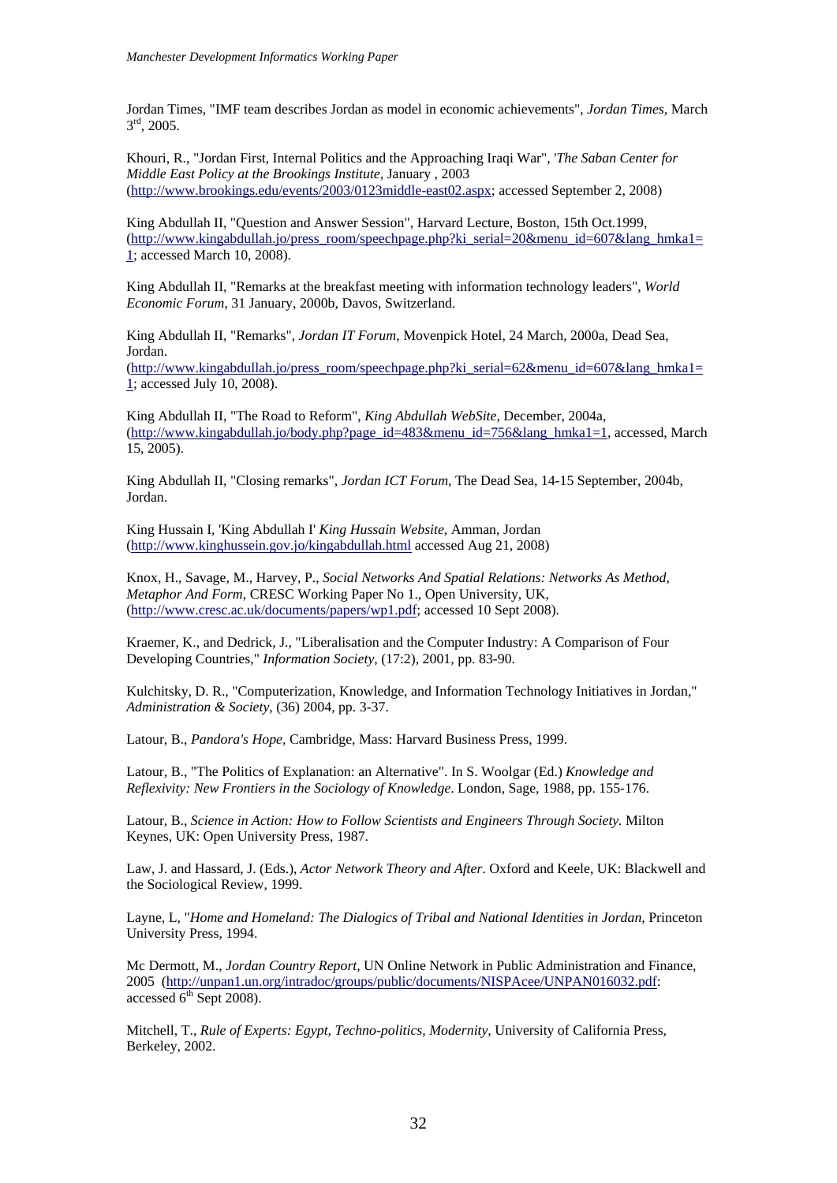Jordan Times, "IMF team describes Jordan as model in economic achievements", *Jordan Times*, March 3rd, 2005.

Khouri, R., "Jordan First, Internal Politics and the Approaching Iraqi War", '*The Saban Center for Middle East Policy at the Brookings Institute*, January , 2003 (http://www.brookings.edu/events/2003/0123middle-east02.aspx; accessed September 2, 2008)

King Abdullah II, "Question and Answer Session", Harvard Lecture, Boston, 15th Oct.1999, (http://www.kingabdullah.jo/press_room/speechpage.php?ki_serial=20&menu_id=607&lang_hmka1=1; accessed March 10, 2008).

King Abdullah II, "Remarks at the breakfast meeting with information technology leaders", *World Economic Forum*, 31 January, 2000b, Davos, Switzerland.

King Abdullah II, "Remarks", *Jordan IT Forum*, Movenpick Hotel, 24 March, 2000a, Dead Sea, Jordan. (http://www.kingabdullah.jo/press_room/speechpage.php?ki_serial=62&menu_id=607&lang_hmka1=1; accessed July 10, 2008).

King Abdullah II, "The Road to Reform", *King Abdullah WebSite*, December, 2004a, (http://www.kingabdullah.jo/body.php?page_id=483&menu_id=756&lang_hmka1=1, accessed, March 15, 2005).

King Abdullah II, "Closing remarks", *Jordan ICT Forum*, The Dead Sea, 14-15 September, 2004b, Jordan.

King Hussain I, 'King Abdullah I' *King Hussain Website*, Amman, Jordan (http://www.kinghussein.gov.jo/kingabdullah.html accessed Aug 21, 2008)

Knox, H., Savage, M., Harvey, P., *Social Networks And Spatial Relations: Networks As Method, Metaphor And Form*, CRESC Working Paper No 1., Open University, UK, (http://www.cresc.ac.uk/documents/papers/wp1.pdf; accessed 10 Sept 2008).

Kraemer, K., and Dedrick, J., "Liberalisation and the Computer Industry: A Comparison of Four Developing Countries," *Information Society,* (17:2), 2001, pp. 83-90.

Kulchitsky, D. R., "Computerization, Knowledge, and Information Technology Initiatives in Jordan," *Administration & Society*, (36) 2004, pp. 3-37.

Latour, B., *Pandora's Hope,* Cambridge, Mass: Harvard Business Press, 1999.

Latour, B., "The Politics of Explanation: an Alternative". In S. Woolgar (Ed.) *Knowledge and Reflexivity: New Frontiers in the Sociology of Knowledge*. London, Sage, 1988, pp. 155-176.

Latour, B., *Science in Action: How to Follow Scientists and Engineers Through Society.* Milton Keynes, UK: Open University Press, 1987.

Law, J. and Hassard, J. (Eds.), *Actor Network Theory and After*. Oxford and Keele, UK: Blackwell and the Sociological Review, 1999.

Layne, L, "*Home and Homeland: The Dialogics of Tribal and National Identities in Jordan*, Princeton University Press, 1994.

Mc Dermott, M., *Jordan Country Report*, UN Online Network in Public Administration and Finance, 2005 (http://unpan1.un.org/intradoc/groups/public/documents/NISPAcee/UNPAN016032.pdf: accessed 6th Sept 2008).

Mitchell, T., *Rule of Experts: Egypt, Techno-politics, Modernity*, University of California Press, Berkeley, 2002.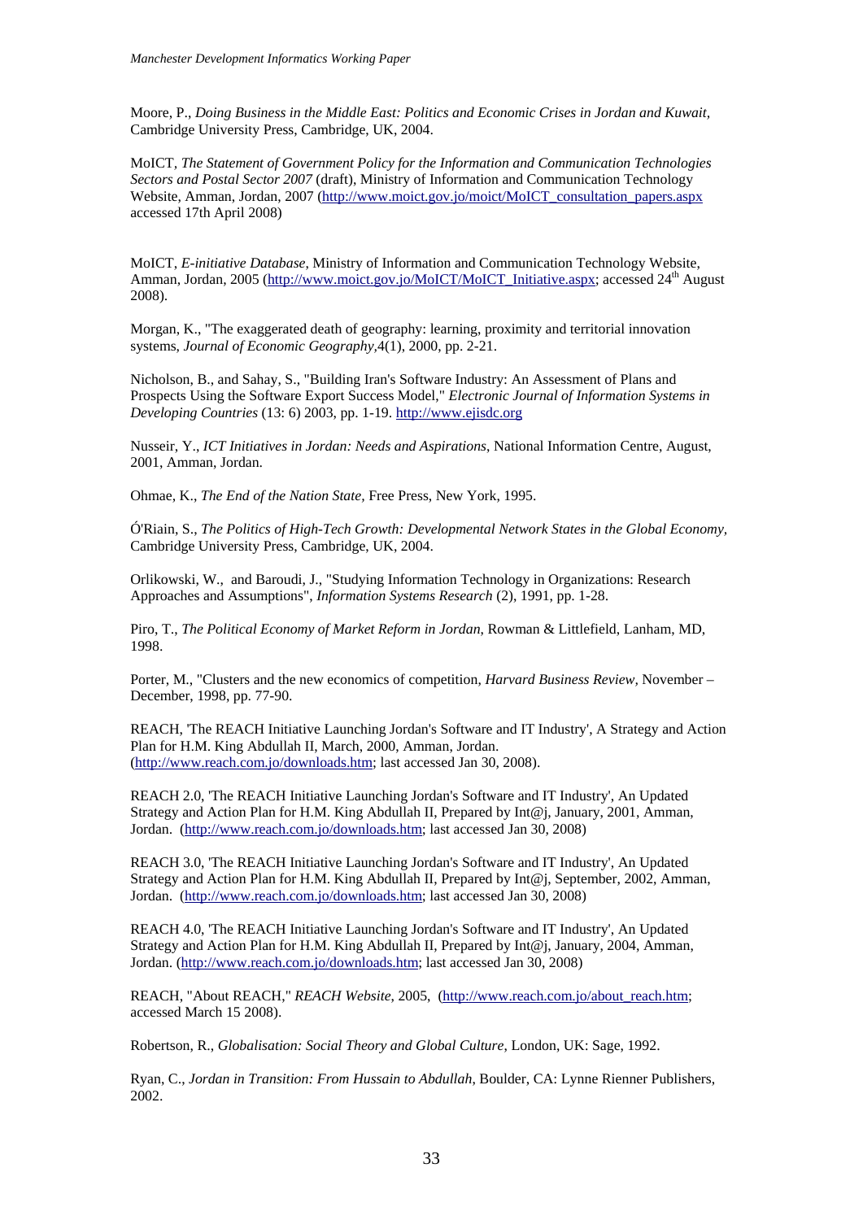Moore, P., *Doing Business in the Middle East: Politics and Economic Crises in Jordan and Kuwait,* Cambridge University Press, Cambridge, UK, 2004.

MoICT, *The Statement of Government Policy for the Information and Communication Technologies Sectors and Postal Sector 2007* (draft), Ministry of Information and Communication Technology Website, Amman, Jordan, 2007 (http://www.moict.gov.jo/moict/MoICT_consultation_papers.aspx accessed 17th April 2008)

MoICT, *E-initiative Database,* Ministry of Information and Communication Technology Website, Amman, Jordan, 2005 (http://www.moict.gov.jo/MoICT/MoICT_Initiative.aspx; accessed 24th August 2008).

Morgan, K., "The exaggerated death of geography: learning, proximity and territorial innovation systems, *Journal of Economic Geography,*4(1), 2000, pp. 2-21.

Nicholson, B., and Sahay, S., "Building Iran's Software Industry: An Assessment of Plans and Prospects Using the Software Export Success Model," *Electronic Journal of Information Systems in Developing Countries* (13: 6) 2003, pp. 1-19. http://www.ejisdc.org

Nusseir, Y., *ICT Initiatives in Jordan: Needs and Aspirations*, National Information Centre, August, 2001, Amman, Jordan.

Ohmae, K., *The End of the Nation State*, Free Press, New York, 1995.

Ó'Riain, S., *The Politics of High-Tech Growth: Developmental Network States in the Global Economy,* Cambridge University Press, Cambridge, UK, 2004.

Orlikowski, W., and Baroudi, J., "Studying Information Technology in Organizations: Research Approaches and Assumptions", *Information Systems Research* (2), 1991, pp. 1-28.

Piro, T., *The Political Economy of Market Reform in Jordan*, Rowman & Littlefield, Lanham, MD, 1998.

Porter, M., "Clusters and the new economics of competition, *Harvard Business Review,* November – December, 1998, pp. 77-90.

REACH, 'The REACH Initiative Launching Jordan's Software and IT Industry', A Strategy and Action Plan for H.M. King Abdullah II, March, 2000, Amman, Jordan. (http://www.reach.com.jo/downloads.htm; last accessed Jan 30, 2008).

REACH 2.0, 'The REACH Initiative Launching Jordan's Software and IT Industry', An Updated Strategy and Action Plan for H.M. King Abdullah II, Prepared by Int@j, January, 2001, Amman, Jordan. (http://www.reach.com.jo/downloads.htm; last accessed Jan 30, 2008)

REACH 3.0, 'The REACH Initiative Launching Jordan's Software and IT Industry', An Updated Strategy and Action Plan for H.M. King Abdullah II, Prepared by Int@j, September, 2002, Amman, Jordan. (http://www.reach.com.jo/downloads.htm; last accessed Jan 30, 2008)

REACH 4.0, 'The REACH Initiative Launching Jordan's Software and IT Industry', An Updated Strategy and Action Plan for H.M. King Abdullah II, Prepared by Int@j, January, 2004, Amman, Jordan. (http://www.reach.com.jo/downloads.htm; last accessed Jan 30, 2008)

REACH, "About REACH," *REACH Website*, 2005, (http://www.reach.com.jo/about_reach.htm; accessed March 15 2008).

Robertson, R., *Globalisation: Social Theory and Global Culture,* London, UK: Sage, 1992.

Ryan, C., *Jordan in Transition: From Hussain to Abdullah*, Boulder, CA: Lynne Rienner Publishers, 2002.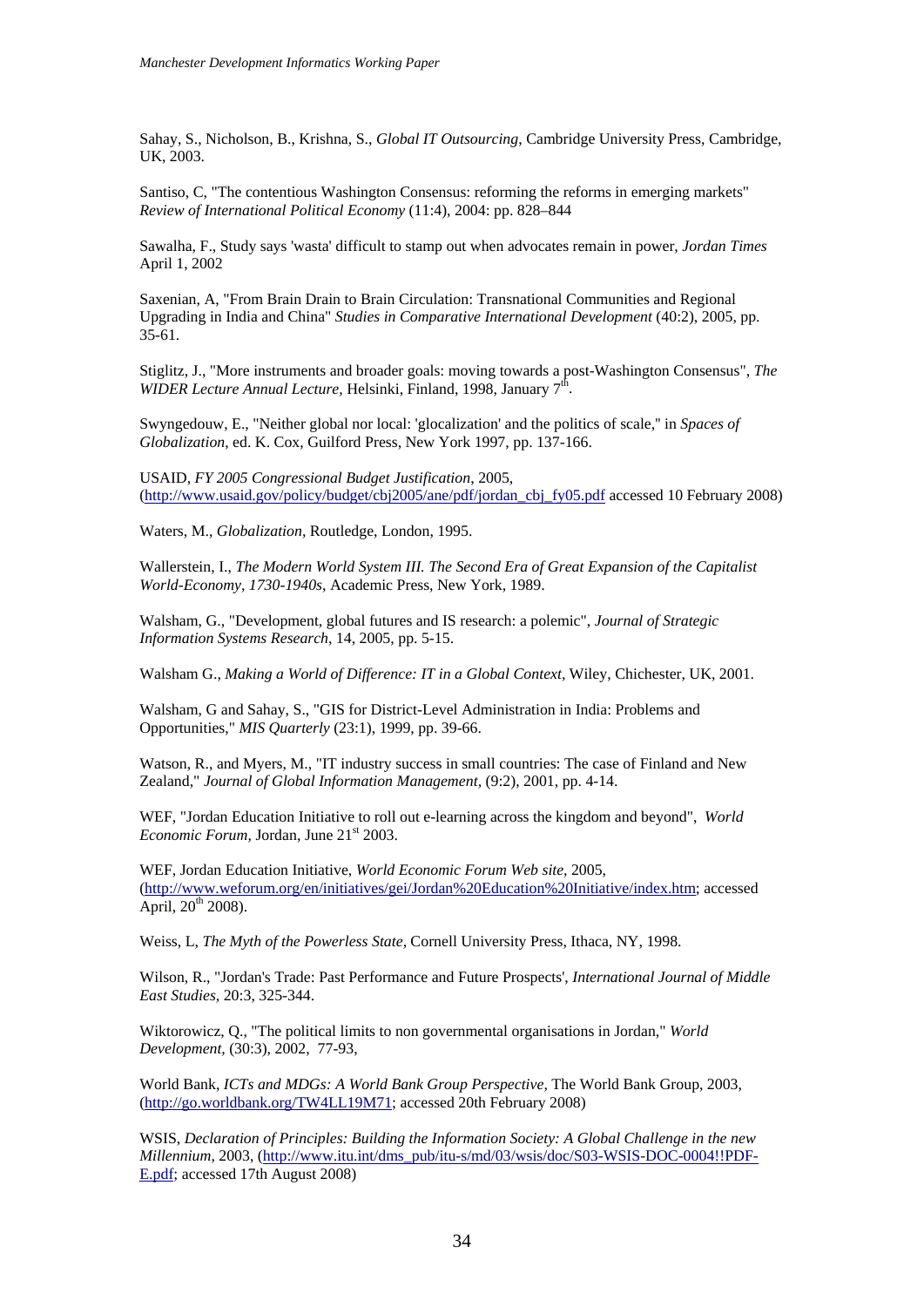Sahay, S., Nicholson, B., Krishna, S., *Global IT Outsourcing*, Cambridge University Press, Cambridge, UK, 2003.

Santiso, C, "The contentious Washington Consensus: reforming the reforms in emerging markets" *Review of International Political Economy* (11:4), 2004: pp. 828–844

Sawalha, F., Study says 'wasta' difficult to stamp out when advocates remain in power, *Jordan Times* April 1, 2002

Saxenian, A, "From Brain Drain to Brain Circulation: Transnational Communities and Regional Upgrading in India and China" *Studies in Comparative International Development* (40:2), 2005, pp. 35-61.

Stiglitz, J., "More instruments and broader goals: moving towards a post-Washington Consensus", *The WIDER Lecture Annual Lecture,* Helsinki, Finland, 1998, January 7th.

Swyngedouw, E., "Neither global nor local: 'glocalization' and the politics of scale," in *Spaces of Globalization*, ed. K. Cox, Guilford Press, New York 1997, pp. 137-166.

USAID, *FY 2005 Congressional Budget Justification*, 2005, (http://www.usaid.gov/policy/budget/cbj2005/ane/pdf/jordan_cbj_fy05.pdf accessed 10 February 2008)

Waters, M., *Globalization,* Routledge, London, 1995.

Wallerstein, I., *The Modern World System III. The Second Era of Great Expansion of the Capitalist World-Economy, 1730-1940s*, Academic Press, New York, 1989.

Walsham, G., "Development, global futures and IS research: a polemic", *Journal of Strategic Information Systems Research,* 14, 2005, pp. 5-15.

Walsham G., *Making a World of Difference: IT in a Global Context,* Wiley, Chichester, UK, 2001.

Walsham, G and Sahay, S., "GIS for District-Level Administration in India: Problems and Opportunities," *MIS Quarterly* (23:1), 1999, pp. 39-66.

Watson, R., and Myers, M., "IT industry success in small countries: The case of Finland and New Zealand," *Journal of Global Information Management,* (9:2), 2001, pp. 4-14.

WEF, "Jordan Education Initiative to roll out e-learning across the kingdom and beyond", *World Economic Forum,* Jordan, June 21st 2003.

WEF, Jordan Education Initiative, *World Economic Forum Web site,* 2005, (http://www.weforum.org/en/initiatives/gei/Jordan%20Education%20Initiative/index.htm; accessed April, 20th 2008).

Weiss, L, *The Myth of the Powerless State,* Cornell University Press, Ithaca, NY, 1998.

Wilson, R., "Jordan's Trade: Past Performance and Future Prospects', *International Journal of Middle East Studies*, 20:3, 325-344.

Wiktorowicz, Q., "The political limits to non governmental organisations in Jordan," *World Development,* (30:3), 2002, 77-93,

World Bank, *ICTs and MDGs: A World Bank Group Perspective,* The World Bank Group, 2003, (http://go.worldbank.org/TW4LL19M71; accessed 20th February 2008)

WSIS, *Declaration of Principles: Building the Information Society: A Global Challenge in the new Millennium*, 2003, (http://www.itu.int/dms_pub/itu-s/md/03/wsis/doc/S03-WSIS-DOC-0004!!PDF-E.pdf; accessed 17th August 2008)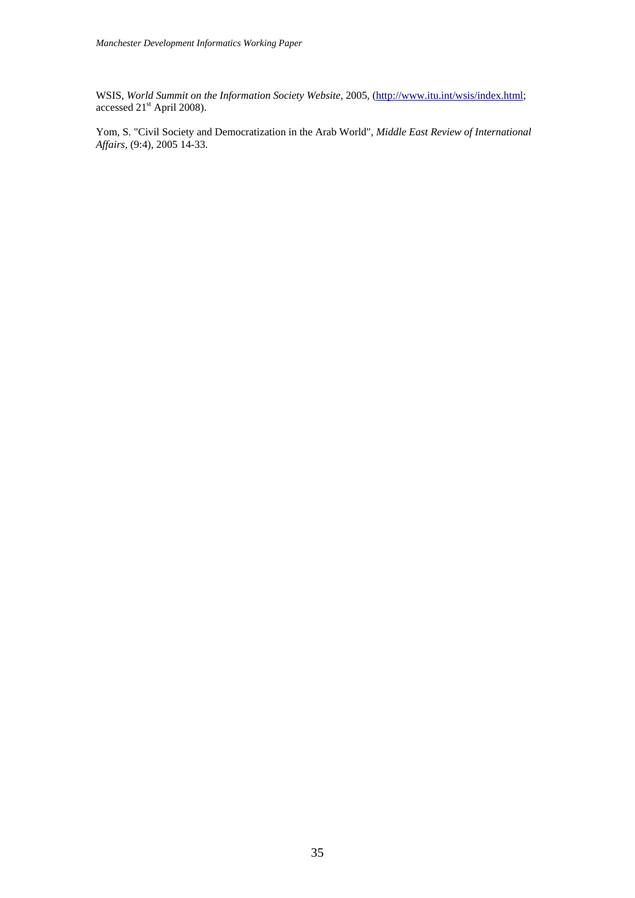WSIS, *World Summit on the Information Society Website*, 2005, (http://www.itu.int/wsis/index.html; accessed 21st April 2008).

Yom, S. "Civil Society and Democratization in the Arab World", *Middle East Review of International Affairs*, (9:4), 2005 14-33.